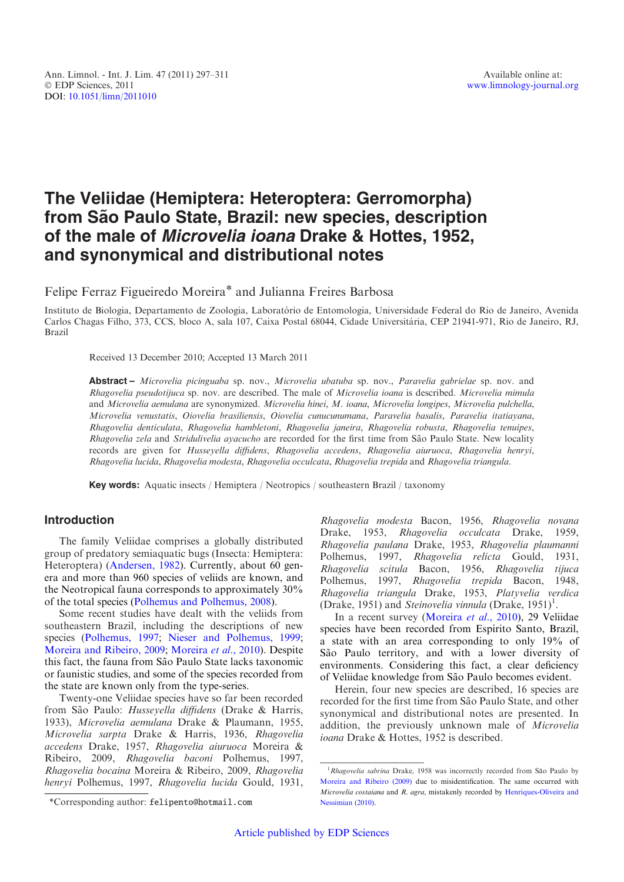# The Veliidae (Hemiptera: Heteroptera: Gerromorpha) from São Paulo State, Brazil: new species, description of the male of *Microvelia ioana* Drake & Hottes, 1952, and synonymical and distributional notes

Felipe Ferraz Figueiredo Moreira* and Julianna Freires Barbosa

Instituto de Biologia, Departamento de Zoologia, Laboratório de Entomologia, Universidade Federal do Rio de Janeiro, Avenida Carlos Chagas Filho, 373, CCS, bloco A, sala 107, Caixa Postal 68044, Cidade Universitária, CEP 21941-971, Rio de Janeiro, RJ, Brazil

Received 13 December 2010; Accepted 13 March 2011

**Abstract –** *Microvelia picinguaba* sp. nov., *Microvelia ubatuba* sp. nov., *Paravelia gabrielae* sp. nov. and *Rhagovelia pseudotijuca* sp. nov. are described. The male of *Microvelia ioana* is described. *Microvelia mimula* and *Microvelia aemulana* are synonymized. *Microvelia hinei*, *M. ioana*, *Microvelia longipes*, *Microvelia pulchella*, *Microvelia venustatis*, *Oiovelia brasiliensis*, *Oiovelia cunucunumana*, *Paravelia basalis*, *Paravelia itatiayana*, *Rhagovelia denticulata*, *Rhagovelia hambletoni*, *Rhagovelia janeira*, *Rhagovelia robusta*, *Rhagovelia tenuipes*, *Rhagovelia zela* and *Stridulivelia ayacucho* are recorded for the first time from São Paulo State. New locality records are given for *Husseyella diffidens*, *Rhagovelia accedens*, *Rhagovelia aiuruoca*, *Rhagovelia henryi*, *Rhagovelia lucida*, *Rhagovelia modesta*, *Rhagovelia occulcata*, *Rhagovelia trepida* and *Rhagovelia triangula*.

**Key words:** Aquatic insects / Hemiptera / Neotropics / southeastern Brazil / taxonomy

## Introduction

The family Veliidae comprises a globally distributed group of predatory semiaquatic bugs (Insecta: Hemiptera: Heteroptera) (Andersen, 1982). Currently, about 60 genera and more than 960 species of veliids are known, and the Neotropical fauna corresponds to approximately 30% of the total species (Polhemus and Polhemus, 2008).

Some recent studies have dealt with the veliids from southeastern Brazil, including the descriptions of new species (Polhemus, 1997; Nieser and Polhemus, 1999; Moreira and Ribeiro, 2009; Moreira *et al.*, 2010). Despite this fact, the fauna from São Paulo State lacks taxonomic or faunistic studies, and some of the species recorded from the state are known only from the type-series.

Twenty-one Veliidae species have so far been recorded from São Paulo: *Husseyella diffidens* (Drake & Harris, 1933), *Microvelia aemulana* Drake & Plaumann, 1955, *Microvelia sarpta* Drake & Harris, 1936, *Rhagovelia accedens* Drake, 1957, *Rhagovelia aiuruoca* Moreira & Ribeiro, 2009, *Rhagovelia baconi* Polhemus, 1997, *Rhagovelia bocaina* Moreira & Ribeiro, 2009, *Rhagovelia henryi* Polhemus, 1997, *Rhagovelia lucida* Gould, 1931, *Rhagovelia modesta* Bacon, 1956, *Rhagovelia novana* Drake, 1953, *Rhagovelia occulcata* Drake, 1959, *Rhagovelia paulana* Drake, 1953, *Rhagovelia plaumanni* Polhemus, 1997, *Rhagovelia relicta* Gould, 1931, *Rhagovelia scitula* Bacon, 1956, *Rhagovelia tijuca* Polhemus, 1997, *Rhagovelia trepida* Bacon, 1948, *Rhagovelia triangula* Drake, 1953, *Platyvelia verdica* (Drake, 1951) and *Steinovelia vinnula* (Drake, 1951)[1].

In a recent survey (Moreira *et al.*, 2010), 29 Veliidae species have been recorded from Espírito Santo, Brazil, a state with an area corresponding to only 19% of São Paulo territory, and with a lower diversity of environments. Considering this fact, a clear deficiency of Veliidae knowledge from São Paulo becomes evident.

Herein, four new species are described, 16 species are recorded for the first time from São Paulo State, and other synonymical and distributional notes are presented. In addition, the previously unknown male of *Microvelia ioana* Drake & Hottes, 1952 is described.

*Corresponding author: felipento@hotmail.com

[1] *Rhagovelia sabrina* Drake, 1958 was incorrectly recorded from São Paulo by Moreira and Ribeiro (2009) due to misidentification. The same occurred with *Microvelia costaiana* and *R. agra*, mistakenly recorded by Henriques-Oliveira and Nessimian (2010).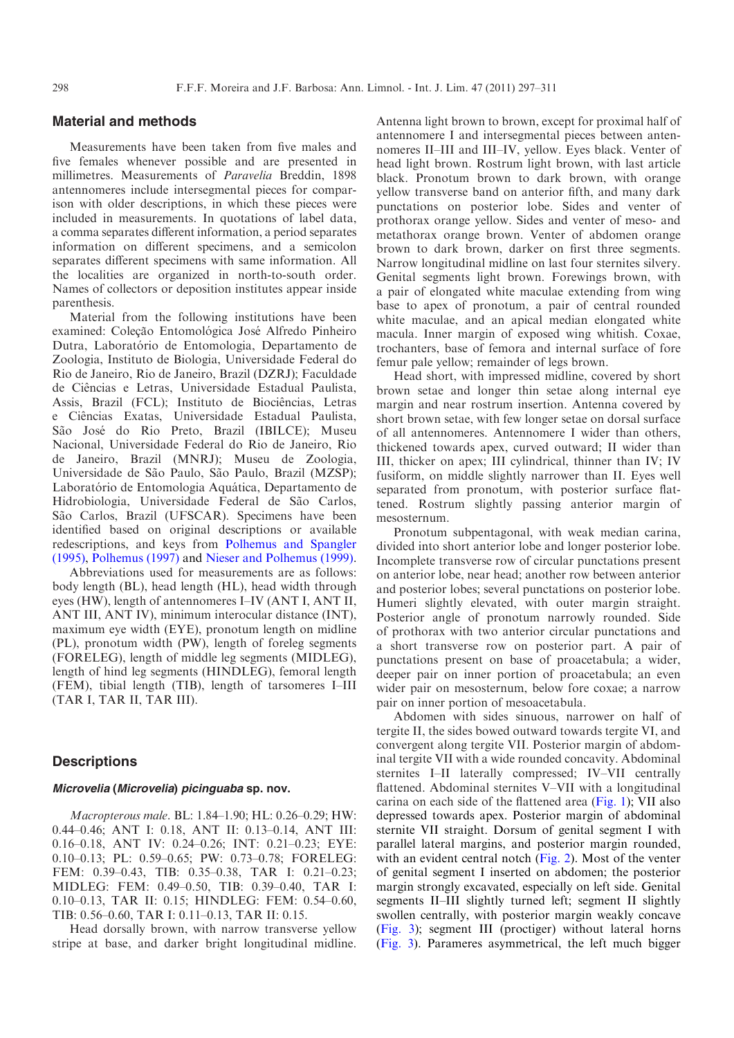## Material and methods

Measurements have been taken from five males and five females whenever possible and are presented in millimetres. Measurements of *Paravelia* Breddin, 1898 antennomeres include intersegmental pieces for comparison with older descriptions, in which these pieces were included in measurements. In quotations of label data, a comma separates different information, a period separates information on different specimens, and a semicolon separates different specimens with same information. All the localities are organized in north-to-south order. Names of collectors or deposition institutes appear inside parenthesis.

Material from the following institutions have been examined: Coleção Entomológica José Alfredo Pinheiro Dutra, Laboratório de Entomologia, Departamento de Zoologia, Instituto de Biologia, Universidade Federal do Rio de Janeiro, Rio de Janeiro, Brazil (DZRJ); Faculdade de Ciências e Letras, Universidade Estadual Paulista, Assis, Brazil (FCL); Instituto de Biociências, Letras e Ciências Exatas, Universidade Estadual Paulista, São José do Rio Preto, Brazil (IBILCE); Museu Nacional, Universidade Federal do Rio de Janeiro, Rio de Janeiro, Brazil (MNRJ); Museu de Zoologia, Universidade de São Paulo, São Paulo, Brazil (MZSP); Laboratório de Entomologia Aquática, Departamento de Hidrobiologia, Universidade Federal de São Carlos, São Carlos, Brazil (UFSCAR). Specimens have been identified based on original descriptions or available redescriptions, and keys from Polhemus and Spangler (1995), Polhemus (1997) and Nieser and Polhemus (1999).

Abbreviations used for measurements are as follows: body length (BL), head length (HL), head width through eyes (HW), length of antennomeres I–IV (ANT I, ANT II, ANT III, ANT IV), minimum interocular distance (INT), maximum eye width (EYE), pronotum length on midline (PL), pronotum width (PW), length of foreleg segments (FORELEG), length of middle leg segments (MIDLEG), length of hind leg segments (HINDLEG), femoral length (FEM), tibial length (TIB), length of tarsomeres I–III (TAR I, TAR II, TAR III).

## Descriptions

### *Microvelia* (*Microvelia*) *picinguaba* sp. nov.

*Macropterous male*. BL: 1.84–1.90; HL: 0.26–0.29; HW: 0.44–0.46; ANT I: 0.18, ANT II: 0.13–0.14, ANT III: 0.16–0.18, ANT IV: 0.24–0.26; INT: 0.21–0.23; EYE: 0.10–0.13; PL: 0.59–0.65; PW: 0.73–0.78; FORELEG: FEM: 0.39–0.43, TIB: 0.35–0.38, TAR I: 0.21–0.23; MIDLEG: FEM: 0.49–0.50, TIB: 0.39–0.40, TAR I: 0.10–0.13, TAR II: 0.15; HINDLEG: FEM: 0.54–0.60, TIB: 0.56–0.60, TAR I: 0.11–0.13, TAR II: 0.15.

Head dorsally brown, with narrow transverse yellow stripe at base, and darker bright longitudinal midline. Antenna light brown to brown, except for proximal half of antennomere I and intersegmental pieces between antennomeres II–III and III–IV, yellow. Eyes black. Venter of head light brown. Rostrum light brown, with last article black. Pronotum brown to dark brown, with orange yellow transverse band on anterior fifth, and many dark punctations on posterior lobe. Sides and venter of prothorax orange yellow. Sides and venter of meso- and metathorax orange brown. Venter of abdomen orange brown to dark brown, darker on first three segments. Narrow longitudinal midline on last four sternites silvery. Genital segments light brown. Forewings brown, with a pair of elongated white maculae extending from wing base to apex of pronotum, a pair of central rounded white maculae, and an apical median elongated white macula. Inner margin of exposed wing whitish. Coxae, trochanters, base of femora and internal surface of fore femur pale yellow; remainder of legs brown.

Head short, with impressed midline, covered by short brown setae and longer thin setae along internal eye margin and near rostrum insertion. Antenna covered by short brown setae, with few longer setae on dorsal surface of all antennomeres. Antennomere I wider than others, thickened towards apex, curved outward; II wider than III, thicker on apex; III cylindrical, thinner than IV; IV fusiform, on middle slightly narrower than II. Eyes well separated from pronotum, with posterior surface flattened. Rostrum slightly passing anterior margin of mesosternum.

Pronotum subpentagonal, with weak median carina, divided into short anterior lobe and longer posterior lobe. Incomplete transverse row of circular punctations present on anterior lobe, near head; another row between anterior and posterior lobes; several punctations on posterior lobe. Humeri slightly elevated, with outer margin straight. Posterior angle of pronotum narrowly rounded. Side of prothorax with two anterior circular punctations and a short transverse row on posterior part. A pair of punctations present on base of proacetabula; a wider, deeper pair on inner portion of proacetabula; an even wider pair on mesosternum, below fore coxae; a narrow pair on inner portion of mesoacetabula.

Abdomen with sides sinuous, narrower on half of tergite II, the sides bowed outward towards tergite VI, and convergent along tergite VII. Posterior margin of abdominal tergite VII with a wide rounded concavity. Abdominal sternites I–II laterally compressed; IV–VII centrally flattened. Abdominal sternites V–VII with a longitudinal carina on each side of the flattened area (Fig. 1); VII also depressed towards apex. Posterior margin of abdominal sternite VII straight. Dorsum of genital segment I with parallel lateral margins, and posterior margin rounded, with an evident central notch (Fig. 2). Most of the venter of genital segment I inserted on abdomen; the posterior margin strongly excavated, especially on left side. Genital segments II–III slightly turned left; segment II slightly swollen centrally, with posterior margin weakly concave (Fig. 3); segment III (proctiger) without lateral horns (Fig. 3). Parameres asymmetrical, the left much bigger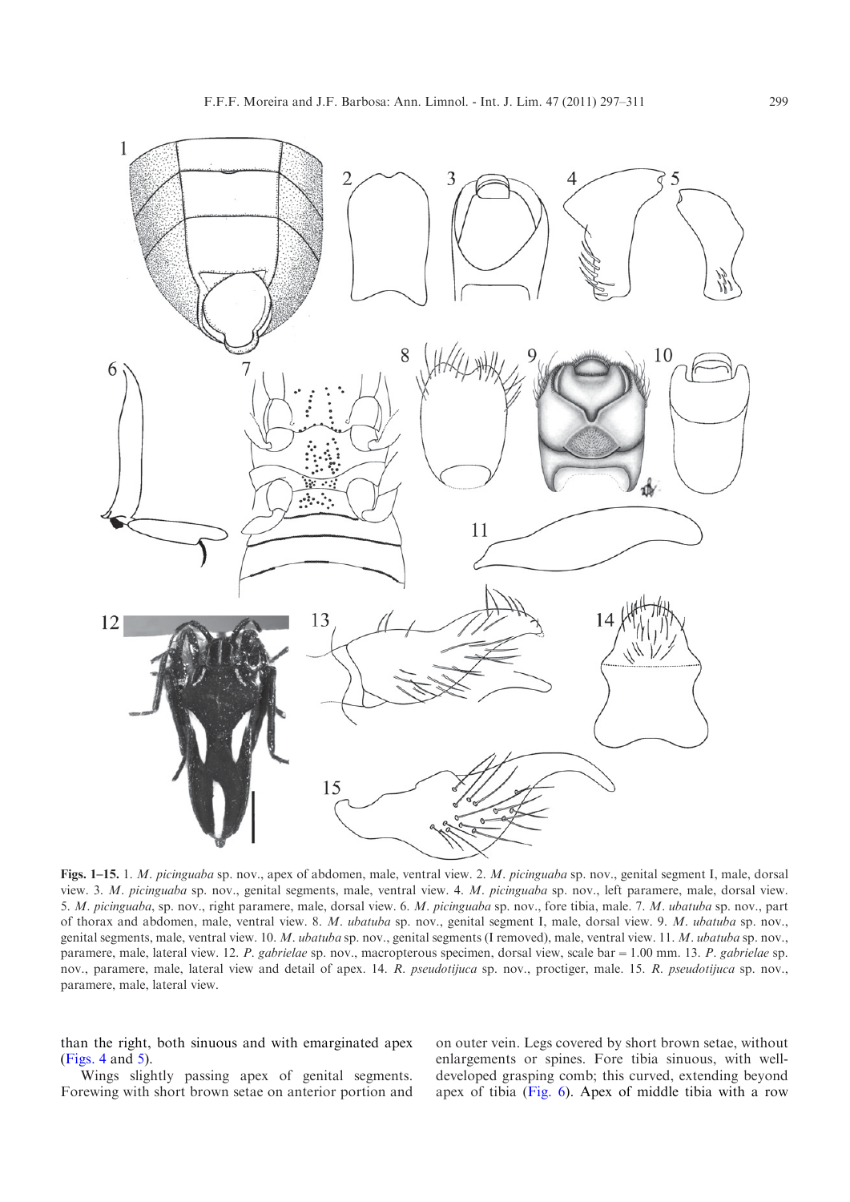**Figs. 1–15.** 1. *M. picinguaba* sp. nov., apex of abdomen, male, ventral view. 2. *M. picinguaba* sp. nov., genital segment I, male, dorsal view. 3. *M. picinguaba* sp. nov., genital segments, male, ventral view. 4. *M. picinguaba* sp. nov., left paramere, male, dorsal view. 5. *M. picinguaba*, sp. nov., right paramere, male, dorsal view. 6. *M. picinguaba* sp. nov., fore tibia, male. 7. *M. ubatuba* sp. nov., part of thorax and abdomen, male, ventral view. 8. *M. ubatuba* sp. nov., genital segment I, male, dorsal view. 9. *M. ubatuba* sp. nov., genital segments, male, ventral view. 10. *M. ubatuba* sp. nov., genital segments (I removed), male, ventral view. 11. *M. ubatuba* sp. nov., paramere, male, lateral view. 12. *P. gabrielae* sp. nov., macropterous specimen, dorsal view, scale bar = 1.00 mm. 13. *P. gabrielae* sp. nov., paramere, male, lateral view and detail of apex. 14. *R. pseudotijuca* sp. nov., proctiger, male. 15. *R. pseudotijuca* sp. nov., paramere, male, lateral view.

than the right, both sinuous and with emarginated apex (Figs. 4 and 5).

Wings slightly passing apex of genital segments. Forewing with short brown setae on anterior portion and on outer vein. Legs covered by short brown setae, without enlargements or spines. Fore tibia sinuous, with well-developed grasping comb; this curved, extending beyond apex of tibia (Fig. 6). Apex of middle tibia with a row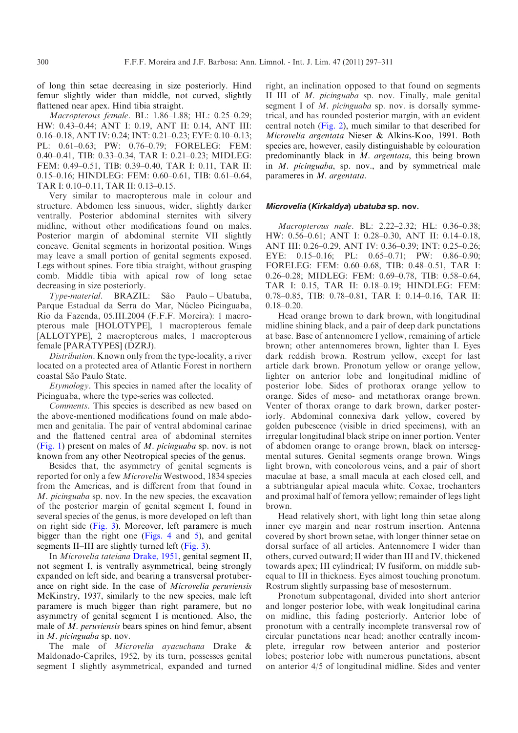of long thin setae decreasing in size posteriorly. Hind femur slightly wider than middle, not curved, slightly flattened near apex. Hind tibia straight.

*Macropterous female*. BL: 1.86–1.88; HL: 0.25–0.29; HW: 0.43–0.44; ANT I: 0.19, ANT II: 0.14, ANT III: 0.16–0.18, ANT IV: 0.24; INT: 0.21–0.23; EYE: 0.10–0.13; PL: 0.61–0.63; PW: 0.76–0.79; FORELEG: FEM: 0.40–0.41, TIB: 0.33–0.34, TAR I: 0.21–0.23; MIDLEG: FEM: 0.49–0.51, TIB: 0.39–0.40, TAR I: 0.11, TAR II: 0.15–0.16; HINDLEG: FEM: 0.60–0.61, TIB: 0.61–0.64, TAR I: 0.10–0.11, TAR II: 0.13–0.15.

Very similar to macropterous male in colour and structure. Abdomen less sinuous, wider, slightly darker ventrally. Posterior abdominal sternites with silvery midline, without other modifications found on males. Posterior margin of abdominal sternite VII slightly concave. Genital segments in horizontal position. Wings may leave a small portion of genital segments exposed. Legs without spines. Fore tibia straight, without grasping comb. Middle tibia with apical row of long setae decreasing in size posteriorly.

*Type-material*. BRAZIL: São Paulo – Ubatuba, Parque Estadual da Serra do Mar, Núcleo Picinguaba, Rio da Fazenda, 05.III.2004 (F.F.F. Moreira): 1 macropterous male [HOLOTYPE], 1 macropterous female [ALLOTYPE], 2 macropterous males, 1 macropterous female [PARATYPES] (DZRJ).

*Distribution*. Known only from the type-locality, a river located on a protected area of Atlantic Forest in northern coastal São Paulo State.

*Etymology*. This species in named after the locality of Picinguaba, where the type-series was collected.

*Comments*. This species is described as new based on the above-mentioned modifications found on male abdomen and genitalia. The pair of ventral abdominal carinae and the flattened central area of abdominal sternites (Fig. 1) present on males of *M. picinguaba* sp. nov. is not known from any other Neotropical species of the genus.

Besides that, the asymmetry of genital segments is reported for only a few *Microvelia* Westwood, 1834 species from the Americas, and is different from that found in *M. picinguaba* sp. nov. In the new species, the excavation of the posterior margin of genital segment I, found in several species of the genus, is more developed on left than on right side (Fig. 3). Moreover, left paramere is much bigger than the right one (Figs. 4 and 5), and genital segments II–III are slightly turned left (Fig. 3).

In *Microvelia tateiana* Drake, 1951, genital segment II, not segment I, is ventrally asymmetrical, being strongly expanded on left side, and bearing a transversal protuberance on right side. In the case of *Microvelia peruviensis* McKinstry, 1937, similarly to the new species, male left paramere is much bigger than right paramere, but no asymmetry of genital segment I is mentioned. Also, the male of *M. peruviensis* bears spines on hind femur, absent in *M. picinguaba* sp. nov.

The male of *Microvelia ayacuchana* Drake & Maldonado-Capriles, 1952, by its turn, possesses genital segment I slightly asymmetrical, expanded and turned right, an inclination opposed to that found on segments II–III of *M. picinguaba* sp. nov. Finally, male genital segment I of *M. picinguaba* sp. nov. is dorsally symmetrical, and has rounded posterior margin, with an evident central notch (Fig. 2), much similar to that described for *Microvelia argentata* Nieser & Alkins-Koo, 1991. Both species are, however, easily distinguishable by colouration predominantly black in *M. argentata*, this being brown in *M. picinguaba*, sp. nov., and by symmetrical male parameres in *M. argentata*.

### ***Microvelia* (*Kirkaldya*) *ubatuba* sp. nov.**

*Macropterous male*. BL: 2.22–2.32; HL: 0.36–0.38; HW: 0.56–0.61; ANT I: 0.28–0.30, ANT II: 0.14–0.18, ANT III: 0.26–0.29, ANT IV: 0.36–0.39; INT: 0.25–0.26; EYE: 0.15–0.16; PL: 0.65–0.71; PW: 0.86–0.90; FORELEG: FEM: 0.60–0.68, TIB: 0.48–0.51, TAR I: 0.26–0.28; MIDLEG: FEM: 0.69–0.78, TIB: 0.58–0.64, TAR I: 0.15, TAR II: 0.18–0.19; HINDLEG: FEM: 0.78–0.85, TIB: 0.78–0.81, TAR I: 0.14–0.16, TAR II: 0.18–0.20.

Head orange brown to dark brown, with longitudinal midline shining black, and a pair of deep dark punctations at base. Base of antennomere I yellow, remaining of article brown; other antennomeres brown, lighter than I. Eyes dark reddish brown. Rostrum yellow, except for last article dark brown. Pronotum yellow or orange yellow, lighter on anterior lobe and longitudinal midline of posterior lobe. Sides of prothorax orange yellow to orange. Sides of meso- and metathorax orange brown. Venter of thorax orange to dark brown, darker posteriorly. Abdominal connexiva dark yellow, covered by golden pubescence (visible in dried specimens), with an irregular longitudinal black stripe on inner portion. Venter of abdomen orange to orange brown, black on intersegmental sutures. Genital segments orange brown. Wings light brown, with concolorous veins, and a pair of short maculae at base, a small macula at each closed cell, and a subtriangular apical macula white. Coxae, trochanters and proximal half of femora yellow; remainder of legs light brown.

Head relatively short, with light long thin setae along inner eye margin and near rostrum insertion. Antenna covered by short brown setae, with longer thinner setae on dorsal surface of all articles. Antennomere I wider than others, curved outward; II wider than III and IV, thickened towards apex; III cylindrical; IV fusiform, on middle subequal to III in thickness. Eyes almost touching pronotum. Rostrum slightly surpassing base of mesosternum.

Pronotum subpentagonal, divided into short anterior and longer posterior lobe, with weak longitudinal carina on midline, this fading posteriorly. Anterior lobe of pronotum with a centrally incomplete transversal row of circular punctations near head; another centrally incomplete, irregular row between anterior and posterior lobes; posterior lobe with numerous punctations, absent on anterior 4/5 of longitudinal midline. Sides and venter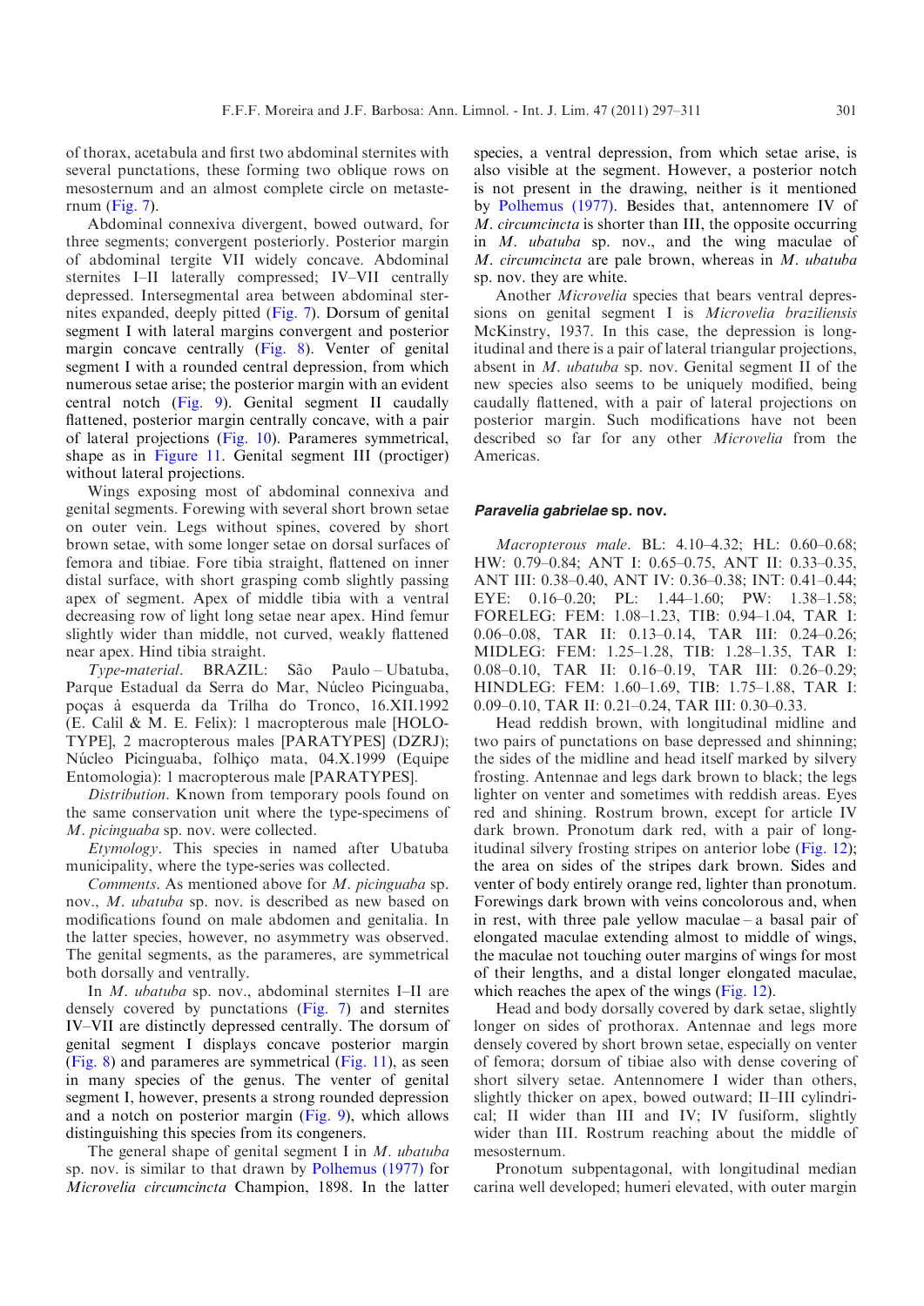of thorax, acetabula and first two abdominal sternites with several punctations, these forming two oblique rows on mesosternum and an almost complete circle on metasternum (Fig. 7).

Abdominal connexiva divergent, bowed outward, for three segments; convergent posteriorly. Posterior margin of abdominal tergite VII widely concave. Abdominal sternites I–II laterally compressed; IV–VII centrally depressed. Intersegmental area between abdominal sternites expanded, deeply pitted (Fig. 7). Dorsum of genital segment I with lateral margins convergent and posterior margin concave centrally (Fig. 8). Venter of genital segment I with a rounded central depression, from which numerous setae arise; the posterior margin with an evident central notch (Fig. 9). Genital segment II caudally flattened, posterior margin centrally concave, with a pair of lateral projections (Fig. 10). Parameres symmetrical, shape as in Figure 11. Genital segment III (proctiger) without lateral projections.

Wings exposing most of abdominal connexiva and genital segments. Forewing with several short brown setae on outer vein. Legs without spines, covered by short brown setae, with some longer setae on dorsal surfaces of femora and tibiae. Fore tibia straight, flattened on inner distal surface, with short grasping comb slightly passing apex of segment. Apex of middle tibia with a ventral decreasing row of light long setae near apex. Hind femur slightly wider than middle, not curved, weakly flattened near apex. Hind tibia straight.

*Type-material*. BRAZIL: São Paulo – Ubatuba, Parque Estadual da Serra do Mar, Núcleo Picinguaba, poças à esquerda da Trilha do Tronco, 16.XII.1992 (E. Calil & M. E. Felix): 1 macropterous male [HOLOTYPE], 2 macropterous males [PARATYPES] (DZRJ); Núcleo Picinguaba, folhiço mata, 04.X.1999 (Equipe Entomologia): 1 macropterous male [PARATYPES].

*Distribution*. Known from temporary pools found on the same conservation unit where the type-specimens of *M. picinguaba* sp. nov. were collected.

*Etymology*. This species in named after Ubatuba municipality, where the type-series was collected.

*Comments*. As mentioned above for *M. picinguaba* sp. nov., *M. ubatuba* sp. nov. is described as new based on modifications found on male abdomen and genitalia. In the latter species, however, no asymmetry was observed. The genital segments, as the parameres, are symmetrical both dorsally and ventrally.

In *M. ubatuba* sp. nov., abdominal sternites I–II are densely covered by punctations (Fig. 7) and sternites IV–VII are distinctly depressed centrally. The dorsum of genital segment I displays concave posterior margin (Fig. 8) and parameres are symmetrical (Fig. 11), as seen in many species of the genus. The venter of genital segment I, however, presents a strong rounded depression and a notch on posterior margin (Fig. 9), which allows distinguishing this species from its congeners.

The general shape of genital segment I in *M. ubatuba* sp. nov. is similar to that drawn by Polhemus (1977) for *Microvelia circumcincta* Champion, 1898. In the latter species, a ventral depression, from which setae arise, is also visible at the segment. However, a posterior notch is not present in the drawing, neither is it mentioned by Polhemus (1977). Besides that, antennomere IV of *M. circumcincta* is shorter than III, the opposite occurring in *M. ubatuba* sp. nov., and the wing maculae of *M. circumcincta* are pale brown, whereas in *M. ubatuba* sp. nov. they are white.

Another *Microvelia* species that bears ventral depressions on genital segment I is *Microvelia braziliensis* McKinstry, 1937. In this case, the depression is longitudinal and there is a pair of lateral triangular projections, absent in *M. ubatuba* sp. nov. Genital segment II of the new species also seems to be uniquely modified, being caudally flattened, with a pair of lateral projections on posterior margin. Such modifications have not been described so far for any other *Microvelia* from the Americas.

#### ***Paravelia gabrielae* sp. nov.**

*Macropterous male*. BL: 4.10–4.32; HL: 0.60–0.68; HW: 0.79–0.84; ANT I: 0.65–0.75, ANT II: 0.33–0.35, ANT III: 0.38–0.40, ANT IV: 0.36–0.38; INT: 0.41–0.44; EYE: 0.16–0.20; PL: 1.44–1.60; PW: 1.38–1.58; FORELEG: FEM: 1.08–1.23, TIB: 0.94–1.04, TAR I: 0.06–0.08, TAR II: 0.13–0.14, TAR III: 0.24–0.26; MIDLEG: FEM: 1.25–1.28, TIB: 1.28–1.35, TAR I: 0.08–0.10, TAR II: 0.16–0.19, TAR III: 0.26–0.29; HINDLEG: FEM: 1.60–1.69, TIB: 1.75–1.88, TAR I: 0.09–0.10, TAR II: 0.21–0.24, TAR III: 0.30–0.33.

Head reddish brown, with longitudinal midline and two pairs of punctations on base depressed and shinning; the sides of the midline and head itself marked by silvery frosting. Antennae and legs dark brown to black; the legs lighter on venter and sometimes with reddish areas. Eyes red and shining. Rostrum brown, except for article IV dark brown. Pronotum dark red, with a pair of longitudinal silvery frosting stripes on anterior lobe (Fig. 12); the area on sides of the stripes dark brown. Sides and venter of body entirely orange red, lighter than pronotum. Forewings dark brown with veins concolorous and, when in rest, with three pale yellow maculae – a basal pair of elongated maculae extending almost to middle of wings, the maculae not touching outer margins of wings for most of their lengths, and a distal longer elongated maculae, which reaches the apex of the wings (Fig. 12).

Head and body dorsally covered by dark setae, slightly longer on sides of prothorax. Antennae and legs more densely covered by short brown setae, especially on venter of femora; dorsum of tibiae also with dense covering of short silvery setae. Antennomere I wider than others, slightly thicker on apex, bowed outward; II–III cylindrical; II wider than III and IV; IV fusiform, slightly wider than III. Rostrum reaching about the middle of mesosternum.

Pronotum subpentagonal, with longitudinal median carina well developed; humeri elevated, with outer margin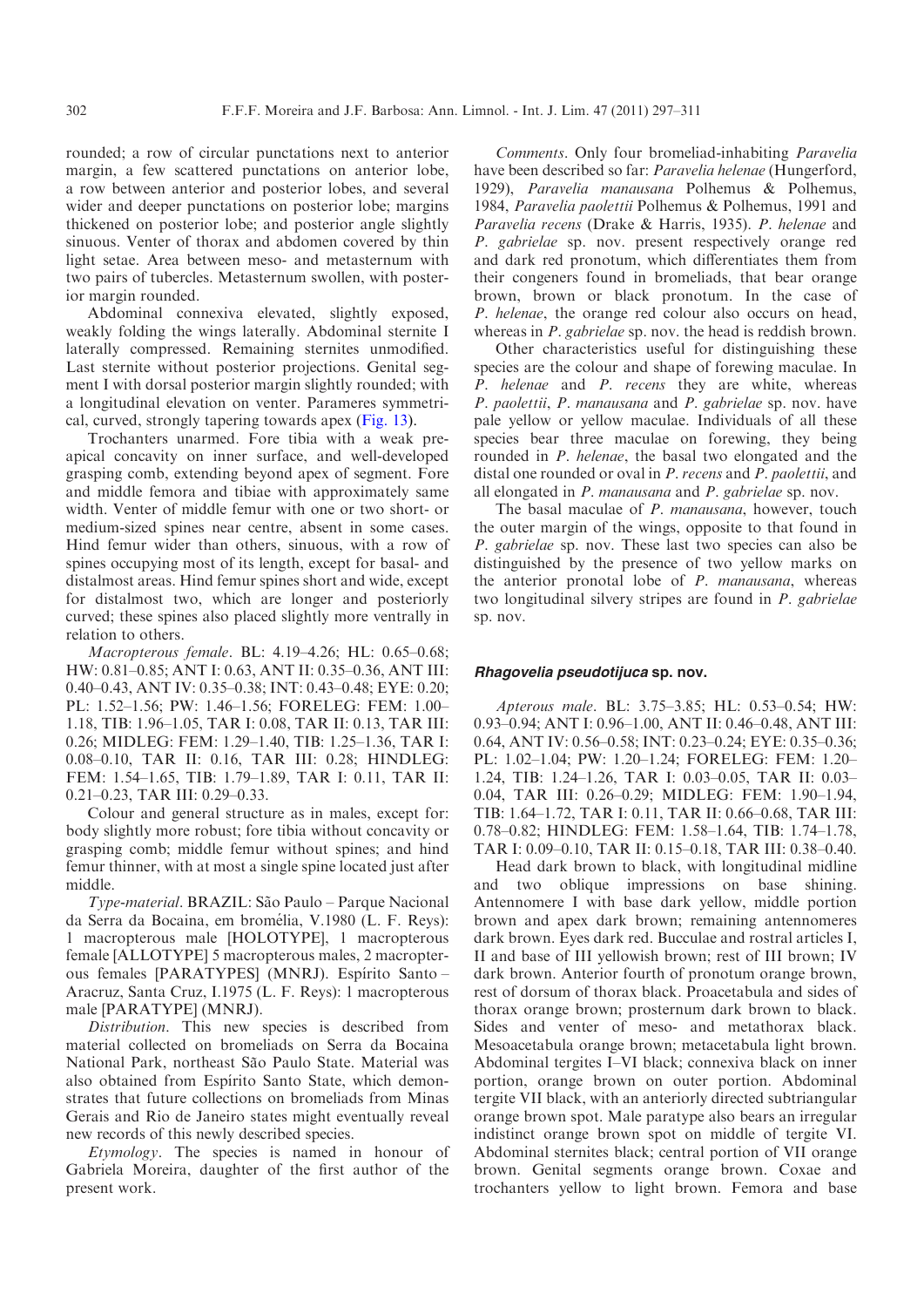rounded; a row of circular punctations next to anterior margin, a few scattered punctations on anterior lobe, a row between anterior and posterior lobes, and several wider and deeper punctations on posterior lobe; margins thickened on posterior lobe; and posterior angle slightly sinuous. Venter of thorax and abdomen covered by thin light setae. Area between meso- and metasternum with two pairs of tubercles. Metasternum swollen, with posterior margin rounded.

Abdominal connexiva elevated, slightly exposed, weakly folding the wings laterally. Abdominal sternite I laterally compressed. Remaining sternites unmodified. Last sternite without posterior projections. Genital segment I with dorsal posterior margin slightly rounded; with a longitudinal elevation on venter. Parameres symmetrical, curved, strongly tapering towards apex (Fig. 13).

Trochanters unarmed. Fore tibia with a weak preapical concavity on inner surface, and well-developed grasping comb, extending beyond apex of segment. Fore and middle femora and tibiae with approximately same width. Venter of middle femur with one or two short- or medium-sized spines near centre, absent in some cases. Hind femur wider than others, sinuous, with a row of spines occupying most of its length, except for basal- and distalmost areas. Hind femur spines short and wide, except for distalmost two, which are longer and posteriorly curved; these spines also placed slightly more ventrally in relation to others.

*Macropterous female*. BL: 4.19–4.26; HL: 0.65–0.68; HW: 0.81–0.85; ANT I: 0.63, ANT II: 0.35–0.36, ANT III: 0.40–0.43, ANT IV: 0.35–0.38; INT: 0.43–0.48; EYE: 0.20; PL: 1.52–1.56; PW: 1.46–1.56; FORELEG: FEM: 1.00–1.18, TIB: 1.96–1.05, TAR I: 0.08, TAR II: 0.13, TAR III: 0.26; MIDLEG: FEM: 1.29–1.40, TIB: 1.25–1.36, TAR I: 0.08–0.10, TAR II: 0.16, TAR III: 0.28; HINDLEG: FEM: 1.54–1.65, TIB: 1.79–1.89, TAR I: 0.11, TAR II: 0.21–0.23, TAR III: 0.29–0.33.

Colour and general structure as in males, except for: body slightly more robust; fore tibia without concavity or grasping comb; middle femur without spines; and hind femur thinner, with at most a single spine located just after middle.

*Type-material*. BRAZIL: São Paulo – Parque Nacional da Serra da Bocaina, em bromélia, V.1980 (L. F. Reys): 1 macropterous male [HOLOTYPE], 1 macropterous female [ALLOTYPE] 5 macropterous males, 2 macropterous females [PARATYPES] (MNRJ). Espírito Santo – Aracruz, Santa Cruz, I.1975 (L. F. Reys): 1 macropterous male [PARATYPE] (MNRJ).

*Distribution*. This new species is described from material collected on bromeliads on Serra da Bocaina National Park, northeast São Paulo State. Material was also obtained from Espírito Santo State, which demonstrates that future collections on bromeliads from Minas Gerais and Rio de Janeiro states might eventually reveal new records of this newly described species.

*Etymology*. The species is named in honour of Gabriela Moreira, daughter of the first author of the present work.

*Comments*. Only four bromeliad-inhabiting *Paravelia* have been described so far: *Paravelia helenae* (Hungerford, 1929), *Paravelia manausana* Polhemus & Polhemus, 1984, *Paravelia paolettii* Polhemus & Polhemus, 1991 and *Paravelia recens* (Drake & Harris, 1935). *P. helenae* and *P. gabrielae* sp. nov. present respectively orange red and dark red pronotum, which differentiates them from their congeners found in bromeliads, that bear orange brown, brown or black pronotum. In the case of *P. helenae*, the orange red colour also occurs on head, whereas in *P. gabrielae* sp. nov. the head is reddish brown.

Other characteristics useful for distinguishing these species are the colour and shape of forewing maculae. In *P. helenae* and *P. recens* they are white, whereas *P. paolettii*, *P. manausana* and *P. gabrielae* sp. nov. have pale yellow or yellow maculae. Individuals of all these species bear three maculae on forewing, they being rounded in *P. helenae*, the basal two elongated and the distal one rounded or oval in *P. recens* and *P. paolettii*, and all elongated in *P. manausana* and *P. gabrielae* sp. nov.

The basal maculae of *P. manausana*, however, touch the outer margin of the wings, opposite to that found in *P. gabrielae* sp. nov. These last two species can also be distinguished by the presence of two yellow marks on the anterior pronotal lobe of *P. manausana*, whereas two longitudinal silvery stripes are found in *P. gabrielae* sp. nov.

### *Rhagovelia pseudotijuca* sp. nov.

*Apterous male*. BL: 3.75–3.85; HL: 0.53–0.54; HW: 0.93–0.94; ANT I: 0.96–1.00, ANT II: 0.46–0.48, ANT III: 0.64, ANT IV: 0.56–0.58; INT: 0.23–0.24; EYE: 0.35–0.36; PL: 1.02–1.04; PW: 1.20–1.24; FORELEG: FEM: 1.20–1.24, TIB: 1.24–1.26, TAR I: 0.03–0.05, TAR II: 0.03–0.04, TAR III: 0.26–0.29; MIDLEG: FEM: 1.90–1.94, TIB: 1.64–1.72, TAR I: 0.11, TAR II: 0.66–0.68, TAR III: 0.78–0.82; HINDLEG: FEM: 1.58–1.64, TIB: 1.74–1.78, TAR I: 0.09–0.10, TAR II: 0.15–0.18, TAR III: 0.38–0.40.

Head dark brown to black, with longitudinal midline and two oblique impressions on base shining. Antennomere I with base dark yellow, middle portion brown and apex dark brown; remaining antennomeres dark brown. Eyes dark red. Bucculae and rostral articles I, II and base of III yellowish brown; rest of III brown; IV dark brown. Anterior fourth of pronotum orange brown, rest of dorsum of thorax black. Proacetabula and sides of thorax orange brown; prosternum dark brown to black. Sides and venter of meso- and metathorax black. Mesoacetabula orange brown; metacetabula light brown. Abdominal tergites I–VI black; connexiva black on inner portion, orange brown on outer portion. Abdominal tergite VII black, with an anteriorly directed subtriangular orange brown spot. Male paratype also bears an irregular indistinct orange brown spot on middle of tergite VI. Abdominal sternites black; central portion of VII orange brown. Genital segments orange brown. Coxae and trochanters yellow to light brown. Femora and base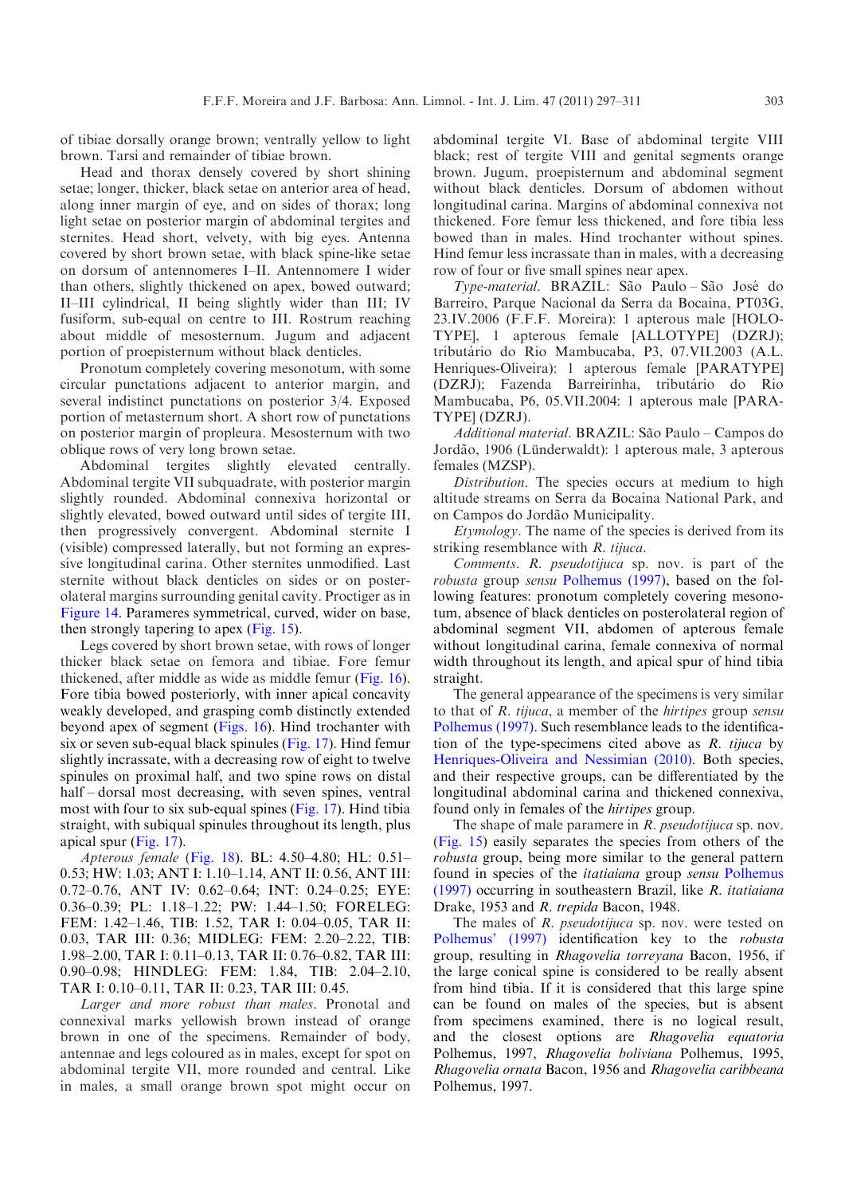of tibiae dorsally orange brown; ventrally yellow to light brown. Tarsi and remainder of tibiae brown.

Head and thorax densely covered by short shining setae; longer, thicker, black setae on anterior area of head, along inner margin of eye, and on sides of thorax; long light setae on posterior margin of abdominal tergites and sternites. Head short, velvety, with big eyes. Antenna covered by short brown setae, with black spine-like setae on dorsum of antennomeres I–II. Antennomere I wider than others, slightly thickened on apex, bowed outward; II–III cylindrical, II being slightly wider than III; IV fusiform, sub-equal on centre to III. Rostrum reaching about middle of mesosternum. Jugum and adjacent portion of proepisternum without black denticles.

Pronotum completely covering mesonotum, with some circular punctations adjacent to anterior margin, and several indistinct punctations on posterior 3/4. Exposed portion of metasternum short. A short row of punctations on posterior margin of propleura. Mesosternum with two oblique rows of very long brown setae.

Abdominal tergites slightly elevated centrally. Abdominal tergite VII subquadrate, with posterior margin slightly rounded. Abdominal connexiva horizontal or slightly elevated, bowed outward until sides of tergite III, then progressively convergent. Abdominal sternite I (visible) compressed laterally, but not forming an expressive longitudinal carina. Other sternites unmodified. Last sternite without black denticles on sides or on posterolateral margins surrounding genital cavity. Proctiger as in Figure 14. Parameres symmetrical, curved, wider on base, then strongly tapering to apex (Fig. 15).

Legs covered by short brown setae, with rows of longer thicker black setae on femora and tibiae. Fore femur thickened, after middle as wide as middle femur (Fig. 16). Fore tibia bowed posteriorly, with inner apical concavity weakly developed, and grasping comb distinctly extended beyond apex of segment (Figs. 16). Hind trochanter with six or seven sub-equal black spinules (Fig. 17). Hind femur slightly incrassate, with a decreasing row of eight to twelve spinules on proximal half, and two spine rows on distal half – dorsal most decreasing, with seven spines, ventral most with four to six sub-equal spines (Fig. 17). Hind tibia straight, with subiqual spinules throughout its length, plus apical spur (Fig. 17).

*Apterous female* (Fig. 18). BL: 4.50–4.80; HL: 0.51–0.53; HW: 1.03; ANT I: 1.10–1.14, ANT II: 0.56, ANT III: 0.72–0.76, ANT IV: 0.62–0.64; INT: 0.24–0.25; EYE: 0.36–0.39; PL: 1.18–1.22; PW: 1.44–1.50; FORELEG: FEM: 1.42–1.46, TIB: 1.52, TAR I: 0.04–0.05, TAR II: 0.03, TAR III: 0.36; MIDLEG: FEM: 2.20–2.22, TIB: 1.98–2.00, TAR I: 0.11–0.13, TAR II: 0.76–0.82, TAR III: 0.90–0.98; HINDLEG: FEM: 1.84, TIB: 2.04–2.10, TAR I: 0.10–0.11, TAR II: 0.23, TAR III: 0.45.

*Larger and more robust than males*. Pronotal and connexival marks yellowish brown instead of orange brown in one of the specimens. Remainder of body, antennae and legs coloured as in males, except for spot on abdominal tergite VII, more rounded and central. Like in males, a small orange brown spot might occur on abdominal tergite VI. Base of abdominal tergite VIII black; rest of tergite VIII and genital segments orange brown. Jugum, proepisternum and abdominal segment without black denticles. Dorsum of abdomen without longitudinal carina. Margins of abdominal connexiva not thickened. Fore femur less thickened, and fore tibia less bowed than in males. Hind trochanter without spines. Hind femur less incrassate than in males, with a decreasing row of four or five small spines near apex.

*Type-material*. BRAZIL: São Paulo – São José do Barreiro, Parque Nacional da Serra da Bocaina, PT03G, 23.IV.2006 (F.F.F. Moreira): 1 apterous male [HOLOTYPE], 1 apterous female [ALLOTYPE] (DZRJ); tributário do Rio Mambucaba, P3, 07.VII.2003 (A.L. Henriques-Oliveira): 1 apterous female [PARATYPE] (DZRJ); Fazenda Barreirinha, tributário do Rio Mambucaba, P6, 05.VII.2004: 1 apterous male [PARATYPE] (DZRJ).

*Additional material*. BRAZIL: São Paulo – Campos do Jordão, 1906 (Lünderwaldt): 1 apterous male, 3 apterous females (MZSP).

*Distribution*. The species occurs at medium to high altitude streams on Serra da Bocaina National Park, and on Campos do Jordão Municipality.

*Etymology*. The name of the species is derived from its striking resemblance with *R. tijuca*.

*Comments*. *R. pseudotijuca* sp. nov. is part of the *robusta* group *sensu* Polhemus (1997), based on the following features: pronotum completely covering mesonotum, absence of black denticles on posterolateral region of abdominal segment VII, abdomen of apterous female without longitudinal carina, female connexiva of normal width throughout its length, and apical spur of hind tibia straight.

The general appearance of the specimens is very similar to that of *R. tijuca*, a member of the *hirtipes* group *sensu* Polhemus (1997). Such resemblance leads to the identification of the type-specimens cited above as *R. tijuca* by Henriques-Oliveira and Nessimian (2010). Both species, and their respective groups, can be differentiated by the longitudinal abdominal carina and thickened connexiva, found only in females of the *hirtipes* group.

The shape of male paramere in *R. pseudotijuca* sp. nov. (Fig. 15) easily separates the species from others of the *robusta* group, being more similar to the general pattern found in species of the *itatiaiana* group *sensu* Polhemus (1997) occurring in southeastern Brazil, like *R. itatiaiana* Drake, 1953 and *R. trepida* Bacon, 1948.

The males of *R. pseudotijuca* sp. nov. were tested on Polhemus' (1997) identification key to the *robusta* group, resulting in *Rhagovelia torreyana* Bacon, 1956, if the large conical spine is considered to be really absent from hind tibia. If it is considered that this large spine can be found on males of the species, but is absent from specimens examined, there is no logical result, and the closest options are *Rhagovelia equatoria* Polhemus, 1997, *Rhagovelia boliviana* Polhemus, 1995, *Rhagovelia ornata* Bacon, 1956 and *Rhagovelia caribbeana* Polhemus, 1997.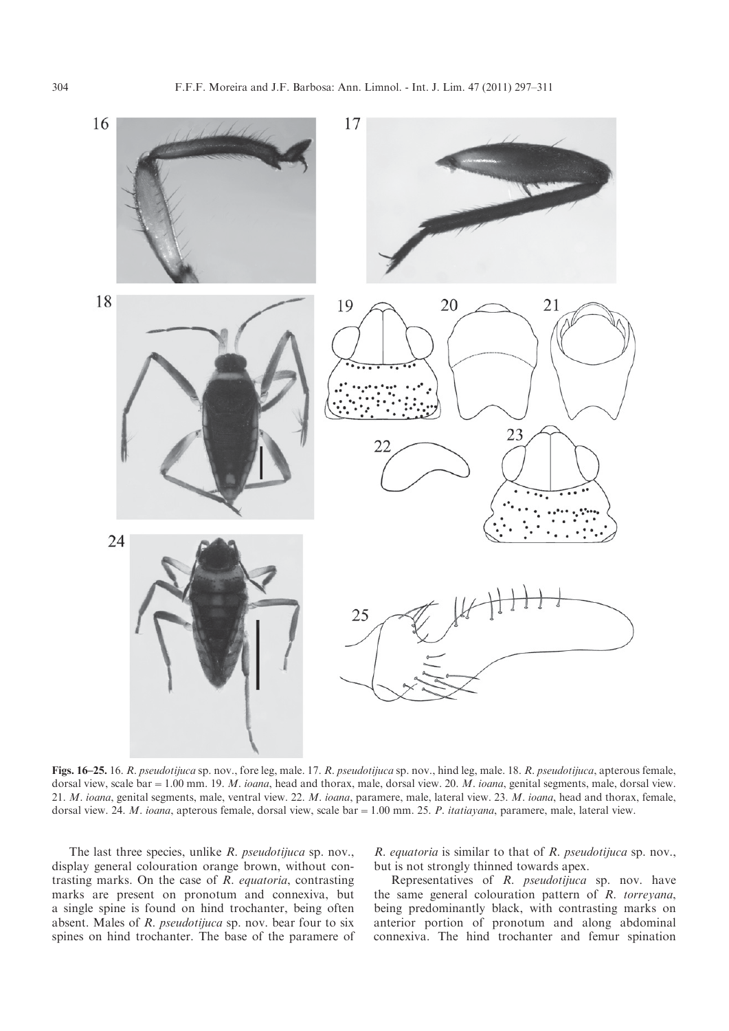**Figs. 16–25.** 16. *R. pseudotijuca* sp. nov., fore leg, male. 17. *R. pseudotijuca* sp. nov., hind leg, male. 18. *R. pseudotijuca*, apterous female, dorsal view, scale bar = 1.00 mm. 19. *M. ioana*, head and thorax, male, dorsal view. 20. *M. ioana*, genital segments, male, dorsal view. 21. *M. ioana*, genital segments, male, ventral view. 22. *M. ioana*, paramere, male, lateral view. 23. *M. ioana*, head and thorax, female, dorsal view. 24. *M. ioana*, apterous female, dorsal view, scale bar = 1.00 mm. 25. *P. itatiayana*, paramere, male, lateral view.

The last three species, unlike *R. pseudotijuca* sp. nov., display general colouration orange brown, without contrasting marks. On the case of *R. equatoria*, contrasting marks are present on pronotum and connexiva, but a single spine is found on hind trochanter, being often absent. Males of *R. pseudotijuca* sp. nov. bear four to six spines on hind trochanter. The base of the paramere of *R. equatoria* is similar to that of *R. pseudotijuca* sp. nov., but is not strongly thinned towards apex.

Representatives of *R. pseudotijuca* sp. nov. have the same general colouration pattern of *R. torreyana*, being predominantly black, with contrasting marks on anterior portion of pronotum and along abdominal connexiva. The hind trochanter and femur spination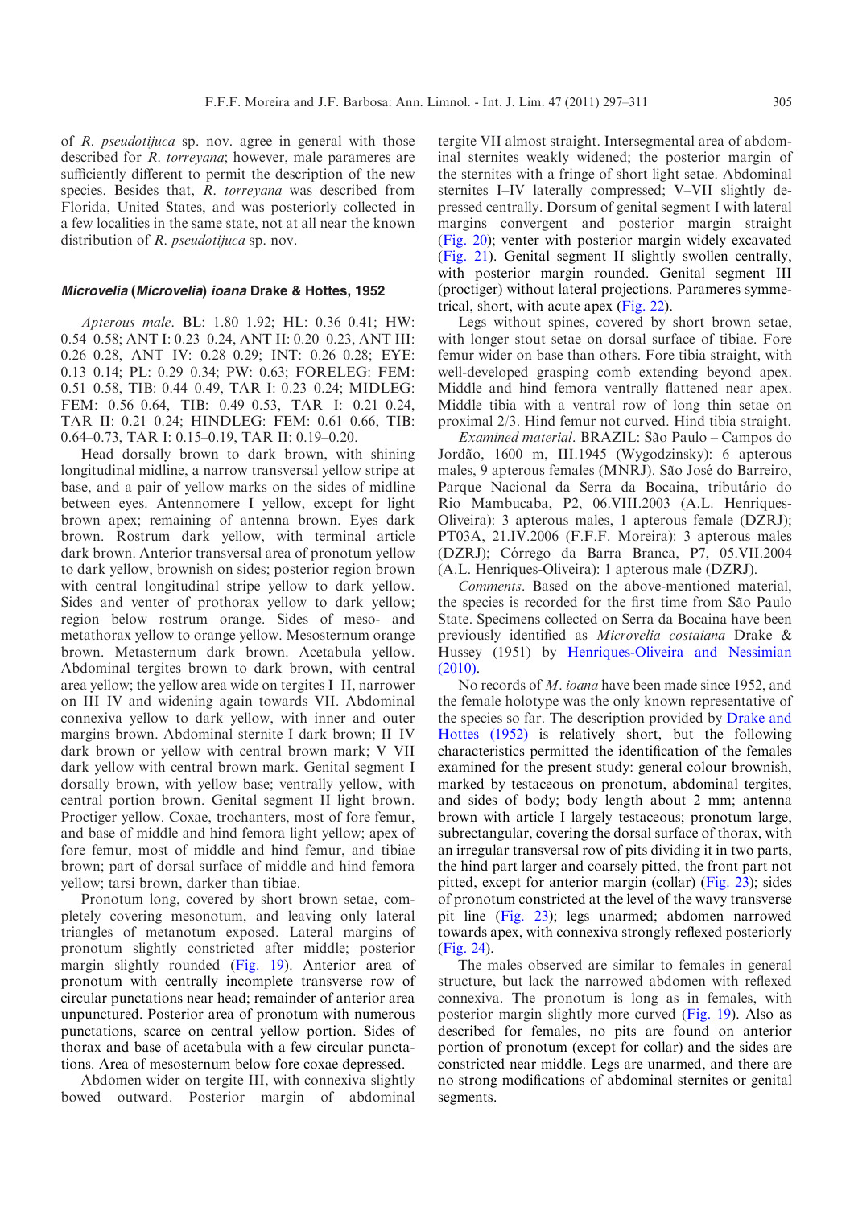of *R. pseudotijuca* sp. nov. agree in general with those described for *R. torreyana*; however, male parameres are sufficiently different to permit the description of the new species. Besides that, *R. torreyana* was described from Florida, United States, and was posteriorly collected in a few localities in the same state, not at all near the known distribution of *R. pseudotijuca* sp. nov.

### *Microvelia* (*Microvelia*) *ioana* Drake & Hottes, 1952

*Apterous male*. BL: 1.80–1.92; HL: 0.36–0.41; HW: 0.54–0.58; ANT I: 0.23–0.24, ANT II: 0.20–0.23, ANT III: 0.26–0.28, ANT IV: 0.28–0.29; INT: 0.26–0.28; EYE: 0.13–0.14; PL: 0.29–0.34; PW: 0.63; FORELEG: FEM: 0.51–0.58, TIB: 0.44–0.49, TAR I: 0.23–0.24; MIDLEG: FEM: 0.56–0.64, TIB: 0.49–0.53, TAR I: 0.21–0.24, TAR II: 0.21–0.24; HINDLEG: FEM: 0.61–0.66, TIB: 0.64–0.73, TAR I: 0.15–0.19, TAR II: 0.19–0.20.

Head dorsally brown to dark brown, with shining longitudinal midline, a narrow transversal yellow stripe at base, and a pair of yellow marks on the sides of midline between eyes. Antennomere I yellow, except for light brown apex; remaining of antenna brown. Eyes dark brown. Rostrum dark yellow, with terminal article dark brown. Anterior transversal area of pronotum yellow to dark yellow, brownish on sides; posterior region brown with central longitudinal stripe yellow to dark yellow. Sides and venter of prothorax yellow to dark yellow; region below rostrum orange. Sides of meso- and metathorax yellow to orange yellow. Mesosternum orange brown. Metasternum dark brown. Acetabula yellow. Abdominal tergites brown to dark brown, with central area yellow; the yellow area wide on tergites I–II, narrower on III–IV and widening again towards VII. Abdominal connexiva yellow to dark yellow, with inner and outer margins brown. Abdominal sternite I dark brown; II–IV dark brown or yellow with central brown mark; V–VII dark yellow with central brown mark. Genital segment I dorsally brown, with yellow base; ventrally yellow, with central portion brown. Genital segment II light brown. Proctiger yellow. Coxae, trochanters, most of fore femur, and base of middle and hind femora light yellow; apex of fore femur, most of middle and hind femur, and tibiae brown; part of dorsal surface of middle and hind femora yellow; tarsi brown, darker than tibiae.

Pronotum long, covered by short brown setae, completely covering mesonotum, and leaving only lateral triangles of metanotum exposed. Lateral margins of pronotum slightly constricted after middle; posterior margin slightly rounded (Fig. 19). Anterior area of pronotum with centrally incomplete transverse row of circular punctations near head; remainder of anterior area unpunctured. Posterior area of pronotum with numerous punctations, scarce on central yellow portion. Sides of thorax and base of acetabula with a few circular punctations. Area of mesosternum below fore coxae depressed.

Abdomen wider on tergite III, with connexiva slightly bowed outward. Posterior margin of abdominal tergite VII almost straight. Intersegmental area of abdominal sternites weakly widened; the posterior margin of the sternites with a fringe of short light setae. Abdominal sternites I–IV laterally compressed; V–VII slightly depressed centrally. Dorsum of genital segment I with lateral margins convergent and posterior margin straight (Fig. 20); venter with posterior margin widely excavated (Fig. 21). Genital segment II slightly swollen centrally, with posterior margin rounded. Genital segment III (proctiger) without lateral projections. Parameres symmetrical, short, with acute apex (Fig. 22).

Legs without spines, covered by short brown setae, with longer stout setae on dorsal surface of tibiae. Fore femur wider on base than others. Fore tibia straight, with well-developed grasping comb extending beyond apex. Middle and hind femora ventrally flattened near apex. Middle tibia with a ventral row of long thin setae on proximal 2/3. Hind femur not curved. Hind tibia straight.

*Examined material*. BRAZIL: São Paulo – Campos do Jordão, 1600 m, III.1945 (Wygodzinsky): 6 apterous males, 9 apterous females (MNRJ). São José do Barreiro, Parque Nacional da Serra da Bocaina, tributário do Rio Mambucaba, P2, 06.VIII.2003 (A.L. Henriques-Oliveira): 3 apterous males, 1 apterous female (DZRJ); PT03A, 21.IV.2006 (F.F.F. Moreira): 3 apterous males (DZRJ); Córrego da Barra Branca, P7, 05.VII.2004 (A.L. Henriques-Oliveira): 1 apterous male (DZRJ).

*Comments*. Based on the above-mentioned material, the species is recorded for the first time from São Paulo State. Specimens collected on Serra da Bocaina have been previously identified as *Microvelia costaiana* Drake & Hussey (1951) by Henriques-Oliveira and Nessimian (2010).

No records of *M. ioana* have been made since 1952, and the female holotype was the only known representative of the species so far. The description provided by Drake and Hottes (1952) is relatively short, but the following characteristics permitted the identification of the females examined for the present study: general colour brownish, marked by testaceous on pronotum, abdominal tergites, and sides of body; body length about 2 mm; antenna brown with article I largely testaceous; pronotum large, subrectangular, covering the dorsal surface of thorax, with an irregular transversal row of pits dividing it in two parts, the hind part larger and coarsely pitted, the front part not pitted, except for anterior margin (collar) (Fig. 23); sides of pronotum constricted at the level of the wavy transverse pit line (Fig. 23); legs unarmed; abdomen narrowed towards apex, with connexiva strongly reflexed posteriorly (Fig. 24).

The males observed are similar to females in general structure, but lack the narrowed abdomen with reflexed connexiva. The pronotum is long as in females, with posterior margin slightly more curved (Fig. 19). Also as described for females, no pits are found on anterior portion of pronotum (except for collar) and the sides are constricted near middle. Legs are unarmed, and there are no strong modifications of abdominal sternites or genital segments.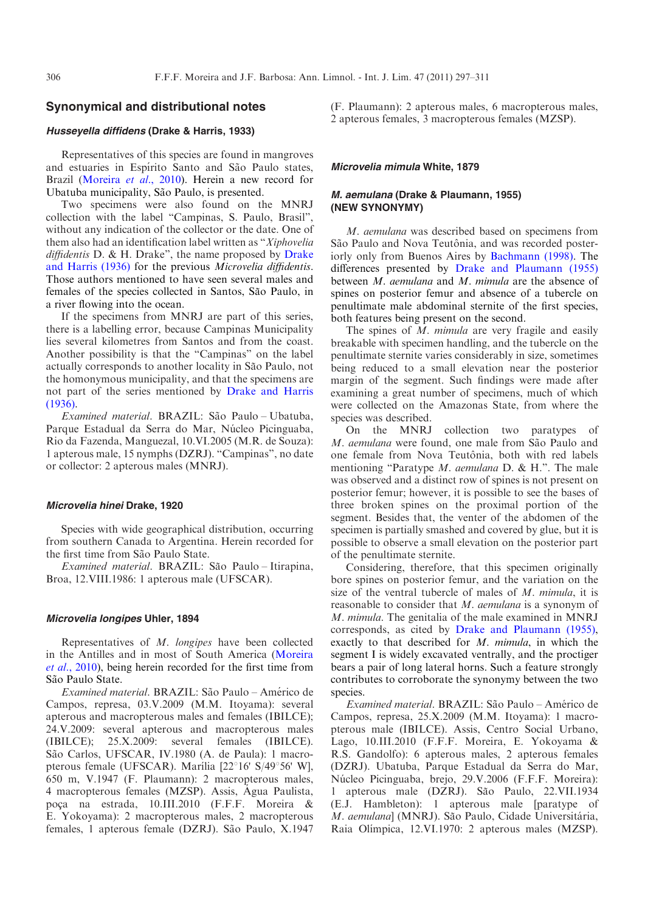## Synonymical and distributional notes

### *Husseyella diffidens* (Drake & Harris, 1933)

Representatives of this species are found in mangroves and estuaries in Espírito Santo and São Paulo states, Brazil (Moreira *et al*., 2010). Herein a new record for Ubatuba municipality, São Paulo, is presented.

Two specimens were also found on the MNRJ collection with the label "Campinas, S. Paulo, Brasil", without any indication of the collector or the date. One of them also had an identification label written as "*Xiphovelia diffidentis* D. & H. Drake", the name proposed by Drake and Harris (1936) for the previous *Microvelia diffidentis*. Those authors mentioned to have seen several males and females of the species collected in Santos, São Paulo, in a river flowing into the ocean.

If the specimens from MNRJ are part of this series, there is a labelling error, because Campinas Municipality lies several kilometres from Santos and from the coast. Another possibility is that the "Campinas" on the label actually corresponds to another locality in São Paulo, not the homonymous municipality, and that the specimens are not part of the series mentioned by Drake and Harris (1936).

*Examined material*. BRAZIL: São Paulo – Ubatuba, Parque Estadual da Serra do Mar, Núcleo Picinguaba, Rio da Fazenda, Manguezal, 10.VI.2005 (M.R. de Souza): 1 apterous male, 15 nymphs (DZRJ). "Campinas", no date or collector: 2 apterous males (MNRJ).

### *Microvelia hinei* Drake, 1920

Species with wide geographical distribution, occurring from southern Canada to Argentina. Herein recorded for the first time from São Paulo State.

*Examined material*. BRAZIL: São Paulo – Itirapina, Broa, 12.VIII.1986: 1 apterous male (UFSCAR).

### *Microvelia longipes* Uhler, 1894

Representatives of *M. longipes* have been collected in the Antilles and in most of South America (Moreira *et al*., 2010), being herein recorded for the first time from São Paulo State.

*Examined material*. BRAZIL: São Paulo – Américo de Campos, represa, 03.V.2009 (M.M. Itoyama): several apterous and macropterous males and females (IBILCE); 24.V.2009: several apterous and macropterous males (IBILCE); 25.X.2009: several females (IBILCE). São Carlos, UFSCAR, IV.1980 (A. de Paula): 1 macropterous female (UFSCAR). Marília [22°16' S/49°56' W], 650 m, V.1947 (F. Plaumann): 2 macropterous males, 4 macropterous females (MZSP). Assis, Água Paulista, poça na estrada, 10.III.2010 (F.F.F. Moreira & E. Yokoyama): 2 macropterous males, 2 macropterous females, 1 apterous female (DZRJ). São Paulo, X.1947 (F. Plaumann): 2 apterous males, 6 macropterous males, 2 apterous females, 3 macropterous females (MZSP).

### *Microvelia mimula* White, 1879

### *M. aemulana* (Drake & Plaumann, 1955) (NEW SYNONYMY)

*M. aemulana* was described based on specimens from São Paulo and Nova Teutônia, and was recorded posteriorly only from Buenos Aires by Bachmann (1998). The differences presented by Drake and Plaumann (1955) between *M. aemulana* and *M. mimula* are the absence of spines on posterior femur and absence of a tubercle on penultimate male abdominal sternite of the first species, both features being present on the second.

The spines of *M. mimula* are very fragile and easily breakable with specimen handling, and the tubercle on the penultimate sternite varies considerably in size, sometimes being reduced to a small elevation near the posterior margin of the segment. Such findings were made after examining a great number of specimens, much of which were collected on the Amazonas State, from where the species was described.

On the MNRJ collection two paratypes of *M. aemulana* were found, one male from São Paulo and one female from Nova Teutônia, both with red labels mentioning "Paratype *M. aemulana* D. & H.". The male was observed and a distinct row of spines is not present on posterior femur; however, it is possible to see the bases of three broken spines on the proximal portion of the segment. Besides that, the venter of the abdomen of the specimen is partially smashed and covered by glue, but it is possible to observe a small elevation on the posterior part of the penultimate sternite.

Considering, therefore, that this specimen originally bore spines on posterior femur, and the variation on the size of the ventral tubercle of males of *M. mimula*, it is reasonable to consider that *M. aemulana* is a synonym of *M. mimula*. The genitalia of the male examined in MNRJ corresponds, as cited by Drake and Plaumann (1955), exactly to that described for *M. mimula*, in which the segment I is widely excavated ventrally, and the proctiger bears a pair of long lateral horns. Such a feature strongly contributes to corroborate the synonymy between the two species.

*Examined material*. BRAZIL: São Paulo – Américo de Campos, represa, 25.X.2009 (M.M. Itoyama): 1 macropterous male (IBILCE). Assis, Centro Social Urbano, Lago, 10.III.2010 (F.F.F. Moreira, E. Yokoyama & R.S. Gandolfo): 6 apterous males, 2 apterous females (DZRJ). Ubatuba, Parque Estadual da Serra do Mar, Núcleo Picinguaba, brejo, 29.V.2006 (F.F.F. Moreira): 1 apterous male (DZRJ). São Paulo, 22.VII.1934 (E.J. Hambleton): 1 apterous male [paratype of *M. aemulana*] (MNRJ). São Paulo, Cidade Universitária, Raia Olímpica, 12.VI.1970: 2 apterous males (MZSP).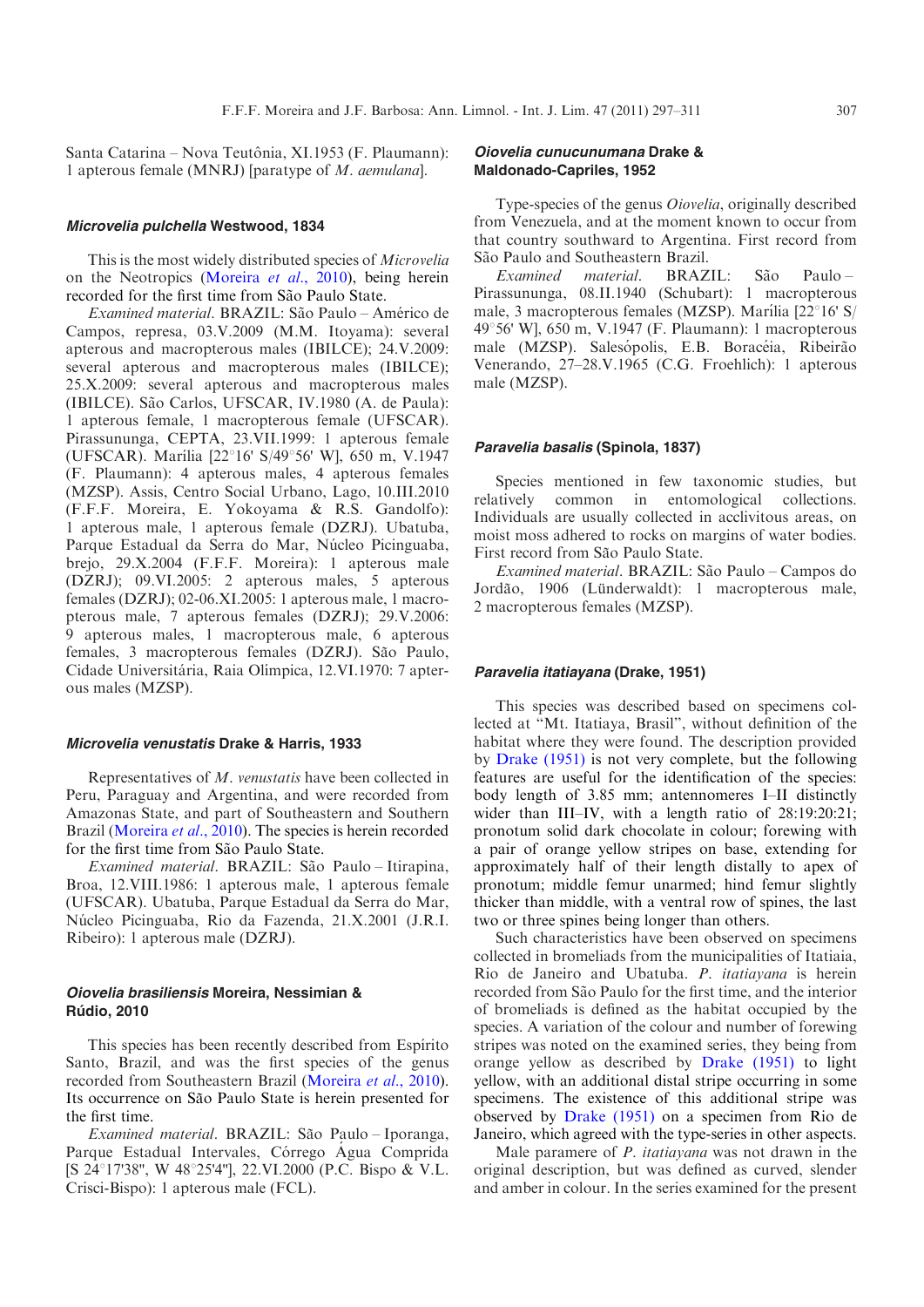Santa Catarina – Nova Teutônia, XI.1953 (F. Plaumann): 1 apterous female (MNRJ) [paratype of *M. aemulana*].

#### *Microvelia pulchella* Westwood, 1834

This is the most widely distributed species of *Microvelia* on the Neotropics (Moreira *et al*., 2010), being herein recorded for the first time from São Paulo State.

*Examined material*. BRAZIL: São Paulo – Américo de Campos, represa, 03.V.2009 (M.M. Itoyama): several apterous and macropterous males (IBILCE); 24.V.2009: several apterous and macropterous males (IBILCE); 25.X.2009: several apterous and macropterous males (IBILCE). São Carlos, UFSCAR, IV.1980 (A. de Paula): 1 apterous female, 1 macropterous female (UFSCAR). Pirassununga, CEPTA, 23.VII.1999: 1 apterous female (UFSCAR). Marília [22°16' S/49°56' W], 650 m, V.1947 (F. Plaumann): 4 apterous males, 4 apterous females (MZSP). Assis, Centro Social Urbano, Lago, 10.III.2010 (F.F.F. Moreira, E. Yokoyama & R.S. Gandolfo): 1 apterous male, 1 apterous female (DZRJ). Ubatuba, Parque Estadual da Serra do Mar, Núcleo Picinguaba, brejo, 29.X.2004 (F.F.F. Moreira): 1 apterous male (DZRJ); 09.VI.2005: 2 apterous males, 5 apterous females (DZRJ); 02-06.XI.2005: 1 apterous male, 1 macropterous male, 7 apterous females (DZRJ); 29.V.2006: 9 apterous males, 1 macropterous male, 6 apterous females, 3 macropterous females (DZRJ). São Paulo, Cidade Universitária, Raia Olímpica, 12.VI.1970: 7 apterous males (MZSP).

#### *Microvelia venustatis* Drake & Harris, 1933

Representatives of *M. venustatis* have been collected in Peru, Paraguay and Argentina, and were recorded from Amazonas State, and part of Southeastern and Southern Brazil (Moreira *et al*., 2010). The species is herein recorded for the first time from São Paulo State.

*Examined material*. BRAZIL: São Paulo – Itirapina, Broa, 12.VIII.1986: 1 apterous male, 1 apterous female (UFSCAR). Ubatuba, Parque Estadual da Serra do Mar, Núcleo Picinguaba, Rio da Fazenda, 21.X.2001 (J.R.I. Ribeiro): 1 apterous male (DZRJ).

#### *Oiovelia brasiliensis* Moreira, Nessimian & Rúdio, 2010

This species has been recently described from Espírito Santo, Brazil, and was the first species of the genus recorded from Southeastern Brazil (Moreira *et al*., 2010). Its occurrence on São Paulo State is herein presented for the first time.

*Examined material*. BRAZIL: São Paulo – Iporanga, Parque Estadual Intervales, Córrego Água Comprida [S 24°17'38", W 48°25'4"], 22.VI.2000 (P.C. Bispo & V.L. Crisci-Bispo): 1 apterous male (FCL).

#### *Oiovelia cunucunumana* Drake & Maldonado-Capriles, 1952

Type-species of the genus *Oiovelia*, originally described from Venezuela, and at the moment known to occur from that country southward to Argentina. First record from São Paulo and Southeastern Brazil.

*Examined material*. BRAZIL: São Paulo – Pirassununga, 08.II.1940 (Schubart): 1 macropterous male, 3 macropterous females (MZSP). Marília [22°16' S/49°56' W], 650 m, V.1947 (F. Plaumann): 1 macropterous male (MZSP). Salesópolis, E.B. Boracéia, Ribeirão Venerando, 27–28.V.1965 (C.G. Froehlich): 1 apterous male (MZSP).

#### *Paravelia basalis* (Spinola, 1837)

Species mentioned in few taxonomic studies, but relatively common in entomological collections. Individuals are usually collected in acclivitous areas, on moist moss adhered to rocks on margins of water bodies. First record from São Paulo State.

*Examined material*. BRAZIL: São Paulo – Campos do Jordão, 1906 (Lünderwaldt): 1 macropterous male, 2 macropterous females (MZSP).

#### *Paravelia itatiayana* (Drake, 1951)

This species was described based on specimens collected at "Mt. Itatiaya, Brasil", without definition of the habitat where they were found. The description provided by Drake (1951) is not very complete, but the following features are useful for the identification of the species: body length of 3.85 mm; antennomeres I–II distinctly wider than III–IV, with a length ratio of 28:19:20:21; pronotum solid dark chocolate in colour; forewing with a pair of orange yellow stripes on base, extending for approximately half of their length distally to apex of pronotum; middle femur unarmed; hind femur slightly thicker than middle, with a ventral row of spines, the last two or three spines being longer than others.

Such characteristics have been observed on specimens collected in bromeliads from the municipalities of Itatiaia, Rio de Janeiro and Ubatuba. *P. itatiayana* is herein recorded from São Paulo for the first time, and the interior of bromeliads is defined as the habitat occupied by the species. A variation of the colour and number of forewing stripes was noted on the examined series, they being from orange yellow as described by Drake (1951) to light yellow, with an additional distal stripe occurring in some specimens. The existence of this additional stripe was observed by Drake (1951) on a specimen from Rio de Janeiro, which agreed with the type-series in other aspects.

Male paramere of *P. itatiayana* was not drawn in the original description, but was defined as curved, slender and amber in colour. In the series examined for the present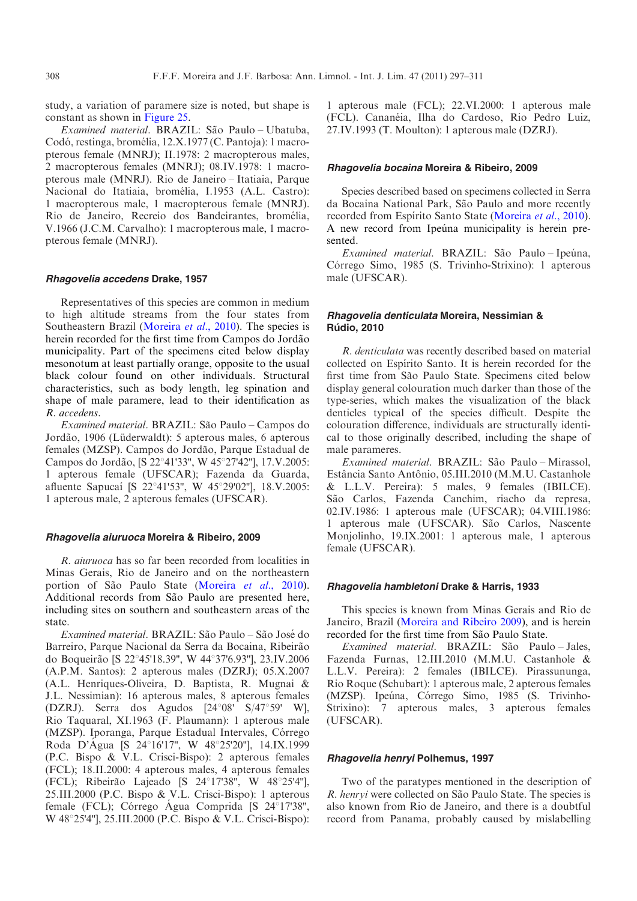study, a variation of paramere size is noted, but shape is constant as shown in Figure 25.

*Examined material*. BRAZIL: São Paulo – Ubatuba, Codó, restinga, bromélia, 12.X.1977 (C. Pantoja): 1 macropterous female (MNRJ); II.1978: 2 macropterous males, 2 macropterous females (MNRJ); 08.IV.1978: 1 macropterous male (MNRJ). Rio de Janeiro – Itatiaia, Parque Nacional do Itatiaia, bromélia, I.1953 (A.L. Castro): 1 macropterous male, 1 macropterous female (MNRJ). Rio de Janeiro, Recreio dos Bandeirantes, bromélia, V.1966 (J.C.M. Carvalho): 1 macropterous male, 1 macropterous female (MNRJ).

### *Rhagovelia accedens* Drake, 1957

Representatives of this species are common in medium to high altitude streams from the four states from Southeastern Brazil (Moreira *et al*., 2010). The species is herein recorded for the first time from Campos do Jordão municipality. Part of the specimens cited below display mesonotum at least partially orange, opposite to the usual black colour found on other individuals. Structural characteristics, such as body length, leg spination and shape of male paramere, lead to their identification as *R. accedens*.

*Examined material*. BRAZIL: São Paulo – Campos do Jordão, 1906 (Lüderwaldt): 5 apterous males, 6 apterous females (MZSP). Campos do Jordão, Parque Estadual de Campos do Jordão, [S 22°41'33", W 45°27'42"], 17.V.2005: 1 apterous female (UFSCAR); Fazenda da Guarda, afluente Sapucaí [S 22°41'53", W 45°29'02"], 18.V.2005: 1 apterous male, 2 apterous females (UFSCAR).

### *Rhagovelia aiuruoca* Moreira & Ribeiro, 2009

*R. aiuruoca* has so far been recorded from localities in Minas Gerais, Rio de Janeiro and on the northeastern portion of São Paulo State (Moreira *et al*., 2010). Additional records from São Paulo are presented here, including sites on southern and southeastern areas of the state.

*Examined material*. BRAZIL: São Paulo – São José do Barreiro, Parque Nacional da Serra da Bocaina, Ribeirão do Boqueirão [S 22°45'18.39", W 44°37'6.93"], 23.IV.2006 (A.P.M. Santos): 2 apterous males (DZRJ); 05.X.2007 (A.L. Henriques-Oliveira, D. Baptista, R. Mugnai & J.L. Nessimian): 16 apterous males, 8 apterous females (DZRJ). Serra dos Agudos [24°08' S/47°59' W], Rio Taquaral, XI.1963 (F. Plaumann): 1 apterous male (MZSP). Iporanga, Parque Estadual Intervales, Córrego Roda D'Água [S 24°16'17", W 48°25'20"], 14.IX.1999 (P.C. Bispo & V.L. Crisci-Bispo): 2 apterous females (FCL); 18.II.2000: 4 apterous males, 4 apterous females (FCL); Ribeirão Lajeado [S 24°17'38", W 48°25'4"], 25.III.2000 (P.C. Bispo & V.L. Crisci-Bispo): 1 apterous female (FCL); Córrego Água Comprida [S 24°17'38", W 48°25'4"], 25.III.2000 (P.C. Bispo & V.L. Crisci-Bispo): 1 apterous male (FCL); 22.VI.2000: 1 apterous male (FCL). Cananéia, Ilha do Cardoso, Rio Pedro Luiz, 27.IV.1993 (T. Moulton): 1 apterous male (DZRJ).

### *Rhagovelia bocaina* Moreira & Ribeiro, 2009

Species described based on specimens collected in Serra da Bocaina National Park, São Paulo and more recently recorded from Espírito Santo State (Moreira *et al*., 2010). A new record from Ipeúna municipality is herein presented.

*Examined material*. BRAZIL: São Paulo – Ipeúna, Córrego Simo, 1985 (S. Trivinho-Strixino): 1 apterous male (UFSCAR).

### *Rhagovelia denticulata* Moreira, Nessimian & Rúdio, 2010

*R. denticulata* was recently described based on material collected on Espírito Santo. It is herein recorded for the first time from São Paulo State. Specimens cited below display general colouration much darker than those of the type-series, which makes the visualization of the black denticles typical of the species difficult. Despite the colouration difference, individuals are structurally identical to those originally described, including the shape of male parameres.

*Examined material*. BRAZIL: São Paulo – Mirassol, Estância Santo Antônio, 05.III.2010 (M.M.U. Castanhole & L.L.V. Pereira): 5 males, 9 females (IBILCE). São Carlos, Fazenda Canchim, riacho da represa, 02.IV.1986: 1 apterous male (UFSCAR); 04.VIII.1986: 1 apterous male (UFSCAR). São Carlos, Nascente Monjolinho, 19.IX.2001: 1 apterous male, 1 apterous female (UFSCAR).

### *Rhagovelia hambletoni* Drake & Harris, 1933

This species is known from Minas Gerais and Rio de Janeiro, Brazil (Moreira and Ribeiro 2009), and is herein recorded for the first time from São Paulo State.

*Examined material*. BRAZIL: São Paulo – Jales, Fazenda Furnas, 12.III.2010 (M.M.U. Castanhole & L.L.V. Pereira): 2 females (IBILCE). Pirassununga, Rio Roque (Schubart): 1 apterous male, 2 apterous females (MZSP). Ipeúna, Córrego Simo, 1985 (S. Trivinho-Strixino): 7 apterous males, 3 apterous females (UFSCAR).

### *Rhagovelia henryi* Polhemus, 1997

Two of the paratypes mentioned in the description of *R. henryi* were collected on São Paulo State. The species is also known from Rio de Janeiro, and there is a doubtful record from Panama, probably caused by mislabelling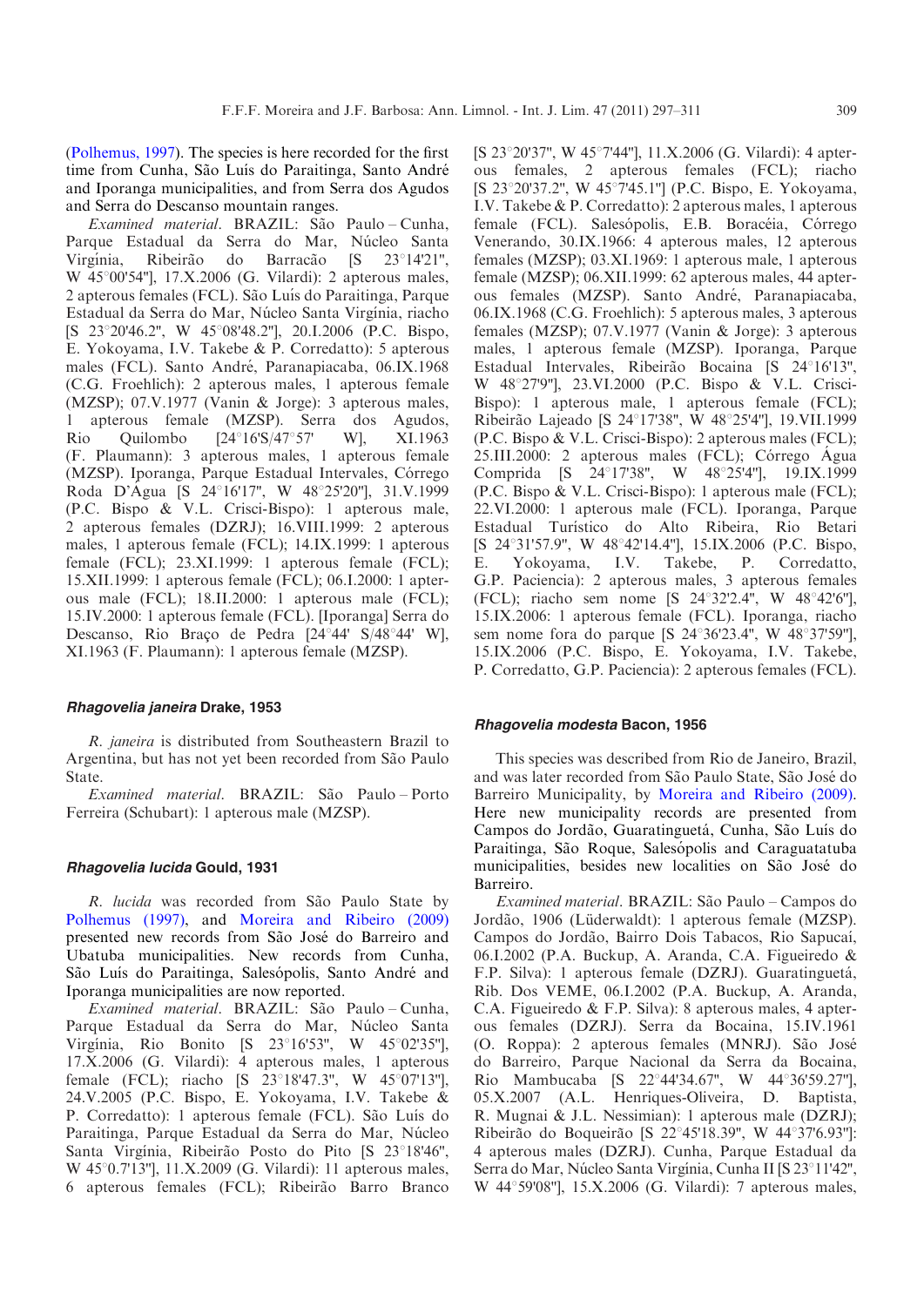(Polhemus, 1997). The species is here recorded for the first time from Cunha, São Luís do Paraitinga, Santo André and Iporanga municipalities, and from Serra dos Agudos and Serra do Descanso mountain ranges.

*Examined material*. BRAZIL: São Paulo – Cunha, Parque Estadual da Serra do Mar, Núcleo Santa Virgínia, Ribeirão do Barracão [S 23°14'21", W 45°00'54"], 17.X.2006 (G. Vilardi): 2 apterous males, 2 apterous females (FCL). São Luís do Paraitinga, Parque Estadual da Serra do Mar, Núcleo Santa Virgínia, riacho [S 23°20'46.2", W 45°08'48.2"], 20.I.2006 (P.C. Bispo, E. Yokoyama, I.V. Takebe & P. Corredatto): 5 apterous males (FCL). Santo André, Paranapiacaba, 06.IX.1968 (C.G. Froehlich): 2 apterous males, 1 apterous female (MZSP); 07.V.1977 (Vanin & Jorge): 3 apterous males, 1 apterous female (MZSP). Serra dos Agudos, Rio Quilombo [24°16'S/47°57' W], XI.1963 (F. Plaumann): 3 apterous males, 1 apterous female (MZSP). Iporanga, Parque Estadual Intervales, Córrego Roda D'Agua [S 24°16'17", W 48°25'20"], 31.V.1999 (P.C. Bispo & V.L. Crisci-Bispo): 1 apterous male, 2 apterous females (DZRJ); 16.VIII.1999: 2 apterous males, 1 apterous female (FCL); 14.IX.1999: 1 apterous female (FCL); 23.XI.1999: 1 apterous female (FCL); 15.XII.1999: 1 apterous female (FCL); 06.I.2000: 1 apterous male (FCL); 18.II.2000: 1 apterous male (FCL); 15.IV.2000: 1 apterous female (FCL). [Iporanga] Serra do Descanso, Rio Braço de Pedra [24°44' S/48°44' W], XI.1963 (F. Plaumann): 1 apterous female (MZSP).

### *Rhagovelia janeira* Drake, 1953

*R. janeira* is distributed from Southeastern Brazil to Argentina, but has not yet been recorded from São Paulo State.

*Examined material*. BRAZIL: São Paulo – Porto Ferreira (Schubart): 1 apterous male (MZSP).

### *Rhagovelia lucida* Gould, 1931

*R. lucida* was recorded from São Paulo State by Polhemus (1997), and Moreira and Ribeiro (2009) presented new records from São José do Barreiro and Ubatuba municipalities. New records from Cunha, São Luís do Paraitinga, Salesópolis, Santo André and Iporanga municipalities are now reported.

*Examined material*. BRAZIL: São Paulo – Cunha, Parque Estadual da Serra do Mar, Núcleo Santa Virgínia, Rio Bonito [S 23°16'53", W 45°02'35"], 17.X.2006 (G. Vilardi): 4 apterous males, 1 apterous female (FCL); riacho [S 23°18'47.3", W 45°07'13"], 24.V.2005 (P.C. Bispo, E. Yokoyama, I.V. Takebe & P. Corredatto): 1 apterous female (FCL). São Luís do Paraitinga, Parque Estadual da Serra do Mar, Núcleo Santa Virgínia, Ribeirão Posto do Pito [S 23°18'46", W 45°0.7'13"], 11.X.2009 (G. Vilardi): 11 apterous males, 6 apterous females (FCL); Ribeirão Barro Branco [S 23°20'37", W 45°7'44"], 11.X.2006 (G. Vilardi): 4 apterous females, 2 apterous females (FCL); riacho [S 23°20'37.2", W 45°7'45.1"] (P.C. Bispo, E. Yokoyama, I.V. Takebe & P. Corredatto): 2 apterous males, 1 apterous female (FCL). Salesópolis, E.B. Boracéia, Córrego Venerando, 30.IX.1966: 4 apterous males, 12 apterous females (MZSP); 03.XI.1969: 1 apterous male, 1 apterous female (MZSP); 06.XII.1999: 62 apterous males, 44 apterous females (MZSP). Santo André, Paranapiacaba, 06.IX.1968 (C.G. Froehlich): 5 apterous males, 3 apterous females (MZSP); 07.V.1977 (Vanin & Jorge): 3 apterous males, 1 apterous female (MZSP). Iporanga, Parque Estadual Intervales, Ribeirão Bocaina [S 24°16'13", W 48°27'9"], 23.VI.2000 (P.C. Bispo & V.L. Crisci-Bispo): 1 apterous male, 1 apterous female (FCL); Ribeirão Lajeado [S 24°17'38", W 48°25'4"], 19.VII.1999 (P.C. Bispo & V.L. Crisci-Bispo): 2 apterous males (FCL); 25.III.2000: 2 apterous males (FCL); Córrego Água Comprida [S 24°17'38", W 48°25'4"], 19.IX.1999 (P.C. Bispo & V.L. Crisci-Bispo): 1 apterous male (FCL); 22.VI.2000: 1 apterous male (FCL). Iporanga, Parque Estadual Turístico do Alto Ribeira, Rio Betari [S 24°31'57.9", W 48°42'14.4"], 15.IX.2006 (P.C. Bispo, E. Yokoyama, I.V. Takebe, P. Corredatto, G.P. Paciencia): 2 apterous males, 3 apterous females (FCL); riacho sem nome [S 24°32'2.4", W 48°42'6"], 15.IX.2006: 1 apterous female (FCL). Iporanga, riacho sem nome fora do parque [S 24°36'23.4", W 48°37'59"], 15.IX.2006 (P.C. Bispo, E. Yokoyama, I.V. Takebe, P. Corredatto, G.P. Paciencia): 2 apterous females (FCL).

### *Rhagovelia modesta* Bacon, 1956

This species was described from Rio de Janeiro, Brazil, and was later recorded from São Paulo State, São José do Barreiro Municipality, by Moreira and Ribeiro (2009). Here new municipality records are presented from Campos do Jordão, Guaratinguetá, Cunha, São Luís do Paraitinga, São Roque, Salesópolis and Caraguatatuba municipalities, besides new localities on São José do Barreiro.

*Examined material*. BRAZIL: São Paulo – Campos do Jordão, 1906 (Lüderwaldt): 1 apterous female (MZSP). Campos do Jordão, Bairro Dois Tabacos, Rio Sapucaí, 06.I.2002 (P.A. Buckup, A. Aranda, C.A. Figueiredo & F.P. Silva): 1 apterous female (DZRJ). Guaratinguetá, Rib. Dos VEME, 06.I.2002 (P.A. Buckup, A. Aranda, C.A. Figueiredo & F.P. Silva): 8 apterous males, 4 apterous females (DZRJ). Serra da Bocaina, 15.IV.1961 (O. Roppa): 2 apterous females (MNRJ). São José do Barreiro, Parque Nacional da Serra da Bocaina, Rio Mambucaba [S 22°44'34.67", W 44°36'59.27"], 05.X.2007 (A.L. Henriques-Oliveira, D. Baptista, R. Mugnai & J.L. Nessimian): 1 apterous male (DZRJ); Ribeirão do Boqueirão [S 22°45'18.39", W 44°37'6.93"]: 4 apterous males (DZRJ). Cunha, Parque Estadual da Serra do Mar, Núcleo Santa Virgínia, Cunha II [S 23°11'42", W 44°59'08"], 15.X.2006 (G. Vilardi): 7 apterous males,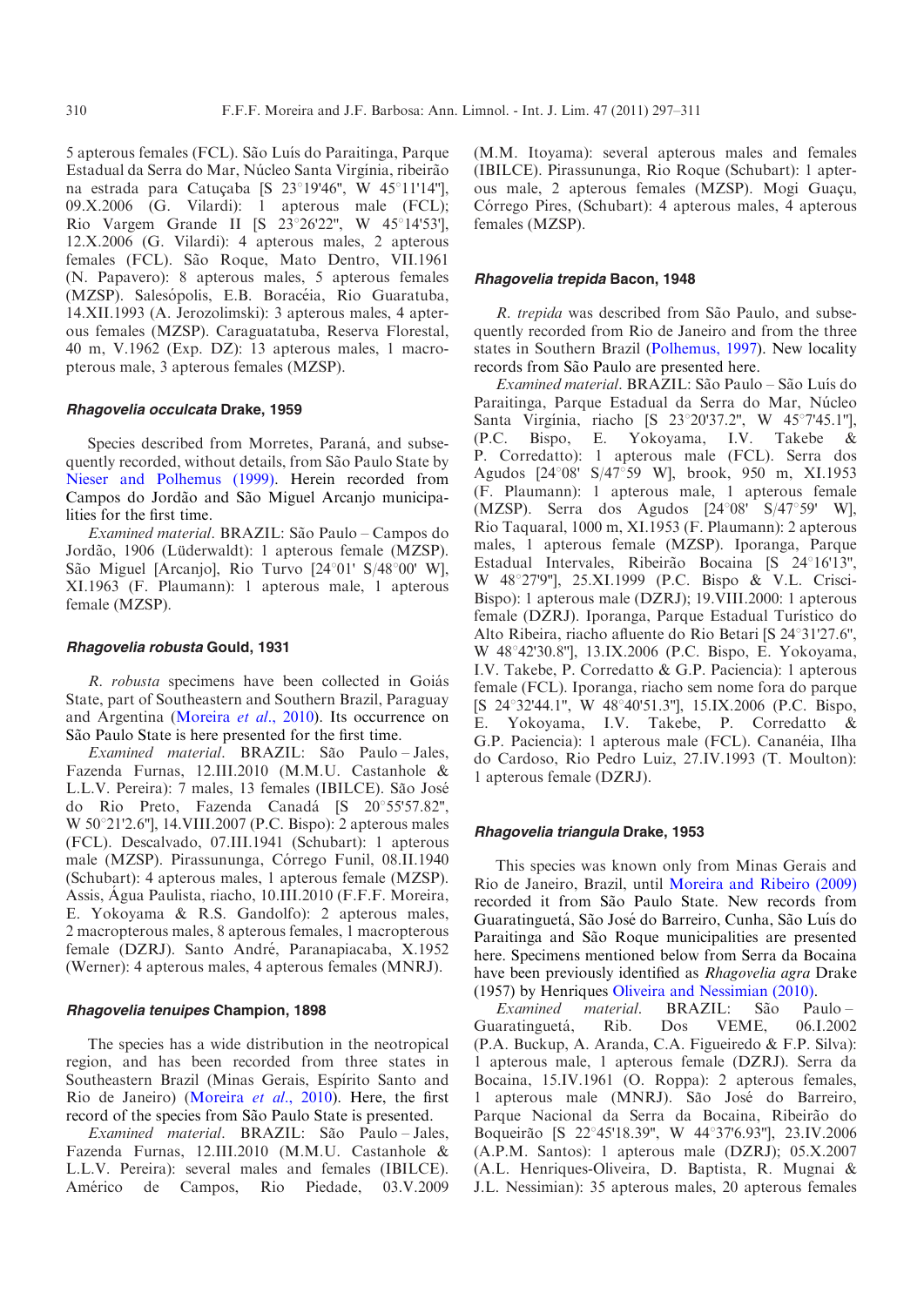5 apterous females (FCL). São Luís do Paraitinga, Parque Estadual da Serra do Mar, Núcleo Santa Virgínia, ribeirão na estrada para Catuçaba [S 23°19′46″, W 45°11′14″], 09.X.2006 (G. Vilardi): 1 apterous male (FCL); Rio Vargem Grande II [S 23°26′22″, W 45°14′53′], 12.X.2006 (G. Vilardi): 4 apterous males, 2 apterous females (FCL). São Roque, Mato Dentro, VII.1961 (N. Papavero): 8 apterous males, 5 apterous females (MZSP). Salesópolis, E.B. Boracéia, Rio Guaratuba, 14.XII.1993 (A. Jerozolimski): 3 apterous males, 4 apterous females (MZSP). Caraguatatuba, Reserva Florestal, 40 m, V.1962 (Exp. DZ): 13 apterous males, 1 macropterous male, 3 apterous females (MZSP).

### *Rhagovelia occulcata* Drake, 1959

Species described from Morretes, Paraná, and subsequently recorded, without details, from São Paulo State by Nieser and Polhemus (1999). Herein recorded from Campos do Jordão and São Miguel Arcanjo municipalities for the first time.

*Examined material*. BRAZIL: São Paulo – Campos do Jordão, 1906 (Lüderwaldt): 1 apterous female (MZSP). São Miguel [Arcanjo], Rio Turvo [24°01′ S/48°00′ W], XI.1963 (F. Plaumann): 1 apterous male, 1 apterous female (MZSP).

### *Rhagovelia robusta* Gould, 1931

*R. robusta* specimens have been collected in Goiás State, part of Southeastern and Southern Brazil, Paraguay and Argentina (Moreira *et al*., 2010). Its occurrence on São Paulo State is here presented for the first time.

*Examined material*. BRAZIL: São Paulo – Jales, Fazenda Furnas, 12.III.2010 (M.M.U. Castanhole & L.L.V. Pereira): 7 males, 13 females (IBILCE). São José do Rio Preto, Fazenda Canadá [S 20°55′57.82″, W 50°21′2.6″], 14.VIII.2007 (P.C. Bispo): 2 apterous males (FCL). Descalvado, 07.III.1941 (Schubart): 1 apterous male (MZSP). Pirassununga, Córrego Furnil, 08.II.1940 (Schubart): 4 apterous males, 1 apterous female (MZSP). Assis, Água Paulista, riacho, 10.III.2010 (F.F.F. Moreira, E. Yokoyama & R.S. Gandolfo): 2 apterous males, 2 macropterous males, 8 apterous females, 1 macropterous female (DZRJ). Santo André, Paranapiacaba, X.1952 (Werner): 4 apterous males, 4 apterous females (MNRJ).

### *Rhagovelia tenuipes* Champion, 1898

The species has a wide distribution in the neotropical region, and has been recorded from three states in Southeastern Brazil (Minas Gerais, Espírito Santo and Rio de Janeiro) (Moreira *et al*., 2010). Here, the first record of the species from São Paulo State is presented.

*Examined material*. BRAZIL: São Paulo – Jales, Fazenda Furnas, 12.III.2010 (M.M.U. Castanhole & L.L.V. Pereira): several males and females (IBILCE). Américo de Campos, Rio Piedade, 03.V.2009 (M.M. Itoyama): several apterous males and females (IBILCE). Pirassununga, Rio Roque (Schubart): 1 apterous male, 2 apterous females (MZSP). Mogi Guaçu, Córrego Pires, (Schubart): 4 apterous males, 4 apterous females (MZSP).

### *Rhagovelia trepida* Bacon, 1948

*R. trepida* was described from São Paulo, and subsequently recorded from Rio de Janeiro and from the three states in Southern Brazil (Polhemus, 1997). New locality records from São Paulo are presented here.

*Examined material*. BRAZIL: São Paulo – São Luís do Paraitinga, Parque Estadual da Serra do Mar, Núcleo Santa Virgínia, riacho [S 23°20′37.2″, W 45°7′45.1″], (P.C. Bispo, E. Yokoyama, I.V. Takebe & P. Corredatto): 1 apterous male (FCL). Serra dos Agudos [24°08′ S/47°59 W], brook, 950 m, XI.1953 (F. Plaumann): 1 apterous male, 1 apterous female (MZSP). Serra dos Agudos [24°08′ S/47°59′ W], Rio Taquaral, 1000 m, XI.1953 (F. Plaumann): 2 apterous males, 1 apterous female (MZSP). Iporanga, Parque Estadual Intervales, Ribeirão Bocaina [S 24°16′13″, W 48°27′9″], 25.XI.1999 (P.C. Bispo & V.L. Crisci-Bispo): 1 apterous male (DZRJ); 19.VIII.2000: 1 apterous female (DZRJ). Iporanga, Parque Estadual Turístico do Alto Ribeira, riacho afluente do Rio Betari [S 24°31′27.6″, W 48°42′30.8″], 13.IX.2006 (P.C. Bispo, E. Yokoyama, I.V. Takebe, P. Corredatto & G.P. Paciencia): 1 apterous female (FCL). Iporanga, riacho sem nome fora do parque [S 24°32′44.1″, W 48°40′51.3″], 15.IX.2006 (P.C. Bispo, E. Yokoyama, I.V. Takebe, P. Corredatto & G.P. Paciencia): 1 apterous male (FCL). Cananéia, Ilha do Cardoso, Rio Pedro Luiz, 27.IV.1993 (T. Moulton): 1 apterous female (DZRJ).

### *Rhagovelia triangula* Drake, 1953

This species was known only from Minas Gerais and Rio de Janeiro, Brazil, until Moreira and Ribeiro (2009) recorded it from São Paulo State. New records from Guaratinguetá, São José do Barreiro, Cunha, São Luís do Paraitinga and São Roque municipalities are presented here. Specimens mentioned below from Serra da Bocaina have been previously identified as *Rhagovelia agra* Drake (1957) by Henriques Oliveira and Nessimian (2010).

*Examined material*. BRAZIL: São Paulo – Guaratinguetá, Rib. Dos VEME, 06.I.2002 (P.A. Buckup, A. Aranda, C.A. Figueiredo & F.P. Silva): 1 apterous male, 1 apterous female (DZRJ). Serra da Bocaina, 15.IV.1961 (O. Roppa): 2 apterous females, 1 apterous male (MNRJ). São José do Barreiro, Parque Nacional da Serra da Bocaina, Ribeirão do Boqueirão [S 22°45′18.39″, W 44°37′6.93″], 23.IV.2006 (A.P.M. Santos): 1 apterous male (DZRJ); 05.X.2007 (A.L. Henriques-Oliveira, D. Baptista, R. Mugnai & J.L. Nessimian): 35 apterous males, 20 apterous females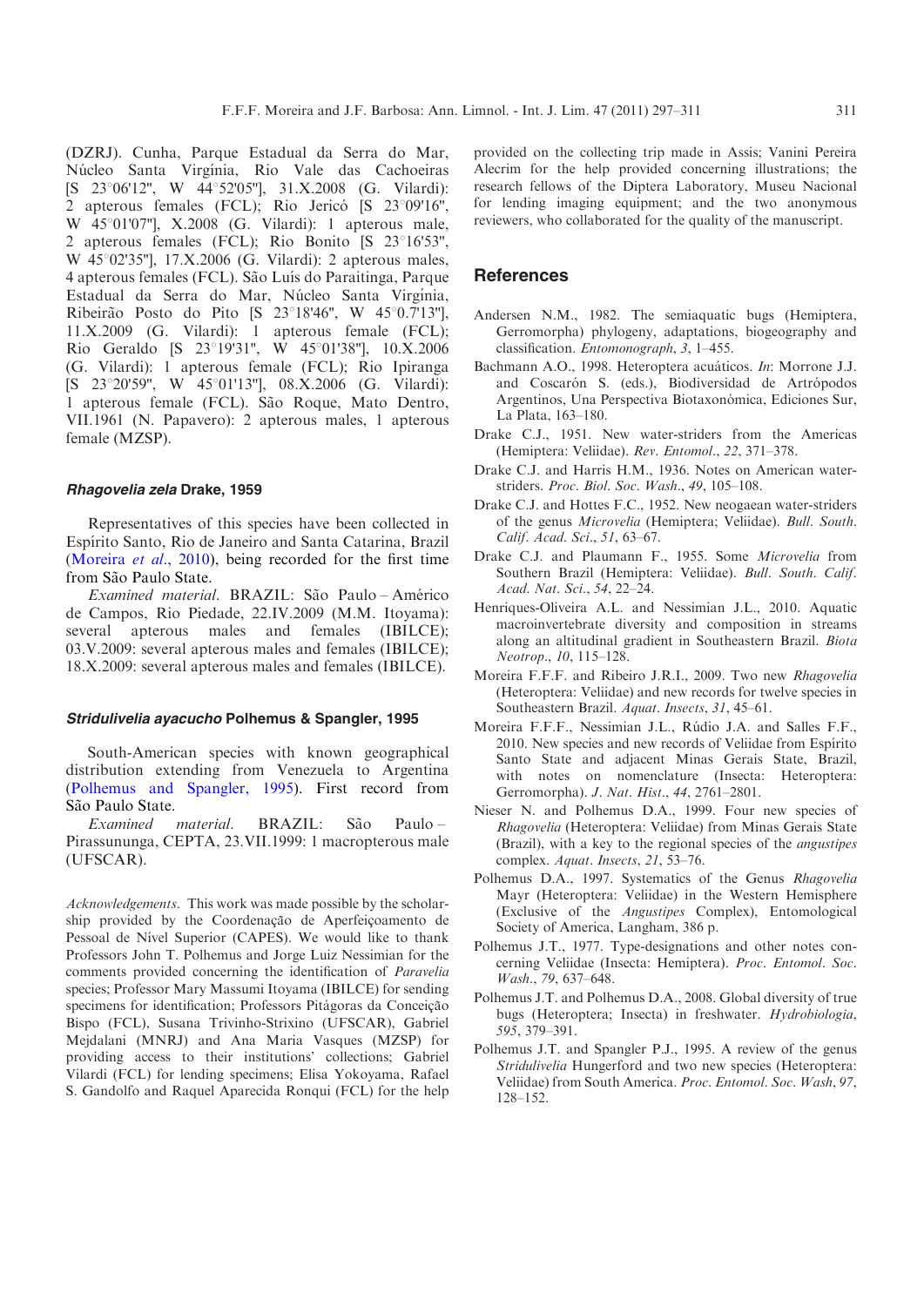(DZRJ). Cunha, Parque Estadual da Serra do Mar, Núcleo Santa Virgínia, Rio Vale das Cachoeiras [S 23°06'12", W 44°52'05"], 31.X.2008 (G. Vilardi): 2 apterous females (FCL); Rio Jericó [S 23°09'16", W 45°01'07"], X.2008 (G. Vilardi): 1 apterous male, 2 apterous females (FCL); Rio Bonito [S 23°16'53", W 45°02'35"], 17.X.2006 (G. Vilardi): 2 apterous males, 4 apterous females (FCL). São Luís do Paraitinga, Parque Estadual da Serra do Mar, Núcleo Santa Virgínia, Ribeirão Posto do Pito [S 23°18'46", W 45°0.7'13"], 11.X.2009 (G. Vilardi): 1 apterous female (FCL); Rio Geraldo [S 23°19'31", W 45°01'38"], 10.X.2006 (G. Vilardi): 1 apterous female (FCL); Rio Ipiranga [S 23°20'59", W 45°01'13"], 08.X.2006 (G. Vilardi): 1 apterous female (FCL). São Roque, Mato Dentro, VII.1961 (N. Papavero): 2 apterous males, 1 apterous female (MZSP).

### *Rhagovelia zela* Drake, 1959

Representatives of this species have been collected in Espírito Santo, Rio de Janeiro and Santa Catarina, Brazil (Moreira *et al*., 2010), being recorded for the first time from São Paulo State.

*Examined material*. BRAZIL: São Paulo – Américo de Campos, Rio Piedade, 22.IV.2009 (M.M. Itoyama): several apterous males and females (IBILCE); 03.V.2009: several apterous males and females (IBILCE); 18.X.2009: several apterous males and females (IBILCE).

### *Stridulivelia ayacucho* Polhemus & Spangler, 1995

South-American species with known geographical distribution extending from Venezuela to Argentina (Polhemus and Spangler, 1995). First record from São Paulo State.

*Examined material*. BRAZIL: São Paulo – Pirassununga, CEPTA, 23.VII.1999: 1 macropterous male (UFSCAR).

*Acknowledgements*. This work was made possible by the scholarship provided by the Coordenação de Aperfeiçoamento de Pessoal de Nível Superior (CAPES). We would like to thank Professors John T. Polhemus and Jorge Luiz Nessimian for the comments provided concerning the identification of *Paravelia* species; Professor Mary Massumi Itoyama (IBILCE) for sending specimens for identification; Professors Pitágoras da Conceição Bispo (FCL), Susana Trivinho-Strixino (UFSCAR), Gabriel Mejdalani (MNRJ) and Ana Maria Vasques (MZSP) for providing access to their institutions' collections; Gabriel Vilardi (FCL) for lending specimens; Elisa Yokoyama, Rafael S. Gandolfo and Raquel Aparecida Ronqui (FCL) for the help provided on the collecting trip made in Assis; Vanini Pereira Alecrim for the help provided concerning illustrations; the research fellows of the Diptera Laboratory, Museu Nacional for lending imaging equipment; and the two anonymous reviewers, who collaborated for the quality of the manuscript.

## References

Andersen N.M., 1982. The semiaquatic bugs (Hemiptera, Gerromorpha) phylogeny, adaptations, biogeography and classification. *Entomonograph*, *3*, 1–455.

Bachmann A.O., 1998. Heteroptera acuáticos. *In*: Morrone J.J. and Coscarón S. (eds.), Biodiversidad de Artrópodos Argentinos, Una Perspectiva Biotaxonómica, Ediciones Sur, La Plata, 163–180.

Drake C.J., 1951. New water-striders from the Americas (Hemiptera: Veliidae). *Rev. Entomol*., *22*, 371–378.

Drake C.J. and Harris H.M., 1936. Notes on American water-striders. *Proc. Biol. Soc. Wash*., *49*, 105–108.

Drake C.J. and Hottes F.C., 1952. New neogaean water-striders of the genus *Microvelia* (Hemiptera; Veliidae). *Bull. South. Calif. Acad. Sci*., *51*, 63–67.

Drake C.J. and Plaumann F., 1955. Some *Microvelia* from Southern Brazil (Hemiptera: Veliidae). *Bull. South. Calif. Acad. Nat. Sci*., *54*, 22–24.

Henriques-Oliveira A.L. and Nessimian J.L., 2010. Aquatic macroinvertebrate diversity and composition in streams along an altitudinal gradient in Southeastern Brazil. *Biota Neotrop*., *10*, 115–128.

Moreira F.F.F. and Ribeiro J.R.I., 2009. Two new *Rhagovelia* (Heteroptera: Veliidae) and new records for twelve species in Southeastern Brazil. *Aquat. Insects*, *31*, 45–61.

Moreira F.F.F., Nessimian J.L., Rúdio J.A. and Salles F.F., 2010. New species and new records of Veliidae from Espírito Santo State and adjacent Minas Gerais State, Brazil, with notes on nomenclature (Insecta: Heteroptera: Gerromorpha). *J. Nat. Hist*., *44*, 2761–2801.

Nieser N. and Polhemus D.A., 1999. Four new species of *Rhagovelia* (Heteroptera: Veliidae) from Minas Gerais State (Brazil), with a key to the regional species of the *angustipes* complex. *Aquat. Insects*, *21*, 53–76.

Polhemus D.A., 1997. Systematics of the Genus *Rhagovelia* Mayr (Heteroptera: Veliidae) in the Western Hemisphere (Exclusive of the *Angustipes* Complex), Entomological Society of America, Langham, 386 p.

Polhemus J.T., 1977. Type-designations and other notes concerning Veliidae (Insecta: Hemiptera). *Proc. Entomol. Soc. Wash*., *79*, 637–648.

Polhemus J.T. and Polhemus D.A., 2008. Global diversity of true bugs (Heteroptera; Insecta) in freshwater. *Hydrobiologia*, *595*, 379–391.

Polhemus J.T. and Spangler P.J., 1995. A review of the genus *Stridulivelia* Hungerford and two new species (Heteroptera: Veliidae) from South America. *Proc. Entomol. Soc. Wash*, *97*, 128–152.